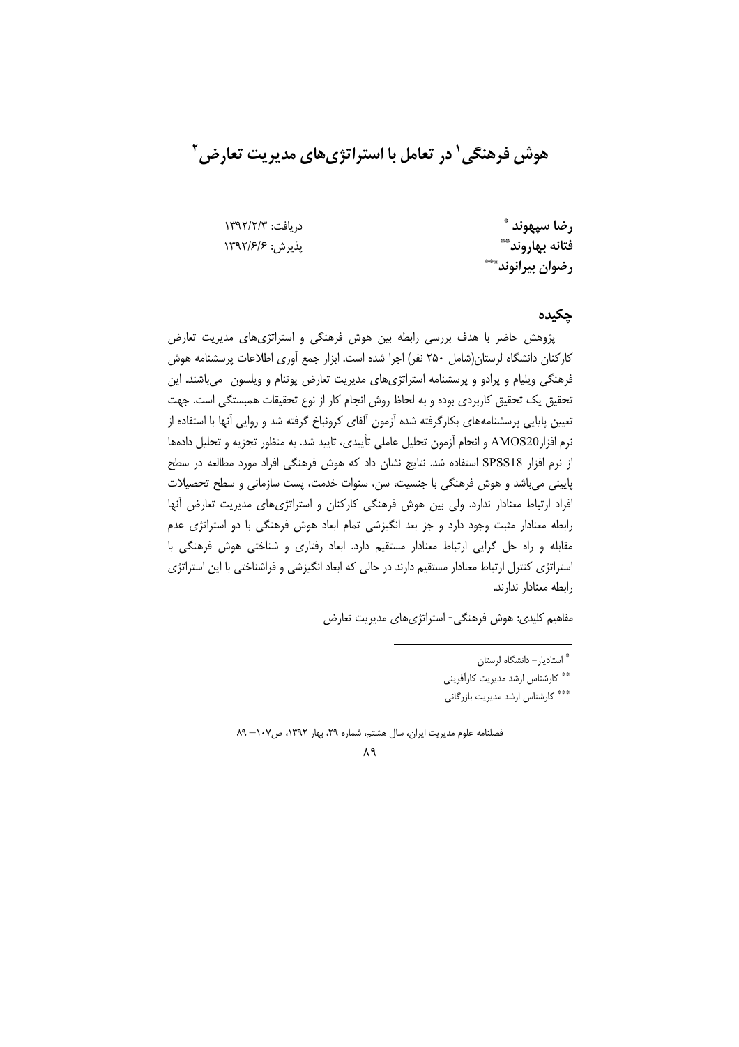# هوش فرهنگی[1] در تعامل با استراتژی‌های مدیریت تعارض[2]

**رضا سپهوند**[*]
**فتانه بهاروند**[**]
**رضوان بیرانوند**[***]

دریافت: ۱۳۹۲/۲/۳
پذیرش: ۱۳۹۲/۶/۶

## چکیده

پژوهش حاضر با هدف بررسی رابطه بین هوش فرهنگی و استراتژی‌های مدیریت تعارض کارکنان دانشگاه لرستان(شامل ۲۵۰ نفر) اجرا شده است. ابزار جمع آوری اطلاعات پرسشنامه هوش فرهنگی ویلیام و پرادو و پرسشنامه استراتژی‌های مدیریت تعارض پوتنام و ویلسون می‌باشند. این تحقیق یک تحقیق کاربردی بوده و به لحاظ روش انجام کار از نوع تحقیقات همبستگی است. جهت تعیین پایایی پرسشنامه‌های بکارگرفته شده آزمون آلفای کرونباخ گرفته شد و روایی آنها با استفاده از نرم افزارAMOS20 و انجام آزمون تحلیل عاملی تأییدی، تایید شد. به منظور تجزیه و تحلیل داده‌ها از نرم افزار SPSS18 استفاده شد. نتایج نشان داد که هوش فرهنگی افراد مورد مطالعه در سطح پایینی می‌باشد و هوش فرهنگی با جنسیت، سن، سنوات خدمت، پست سازمانی و سطح تحصیلات افراد ارتباط معنادار ندارد. ولی بین هوش فرهنگی کارکنان و استراتژی‌های مدیریت تعارض آنها رابطه معنادار مثبت وجود دارد و جز بعد انگیزشی تمام ابعاد هوش فرهنگی با دو استراتژی عدم مقابله و راه حل گرایی ارتباط معنادار مستقیم دارد. ابعاد رفتاری و شناختی هوش فرهنگی با استراتژی کنترل ارتباط معنادار مستقیم دارند در حالی که ابعاد انگیزشی و فراشناختی با این استراتژی رابطه معنادار ندارند.

مفاهیم کلیدی: هوش فرهنگی- استراتژی‌های مدیریت تعارض

---

[*] استادیار- دانشگاه لرستان
[**] کارشناس ارشد مدیریت کارآفرینی
[***] کارشناس ارشد مدیریت بازرگانی

فصلنامه علوم مدیریت ایران، سال هشتم، شماره ۲۹، بهار ۱۳۹۲، ص۱۰۷– ۸۹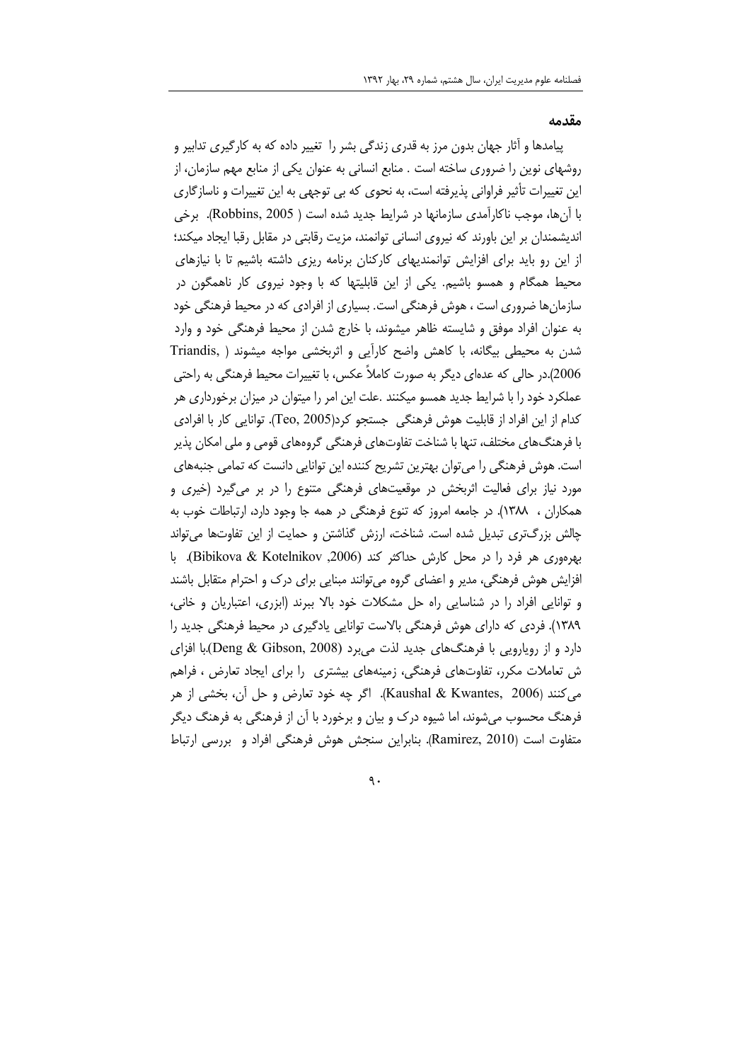## مقدمه

پیامدها و آثار جهان بدون مرز به قدری زندگی بشر را تغییر داده که به کارگیری تدابیر و روشهای نوین را ضروری ساخته است . منابع انسانی به عنوان یکی از منابع مهم سازمان، از این تغییرات تأثیر فراوانی پذیرفته است، به نحوی که بی توجهی به این تغییرات و ناسازگاری با آن‌ها، موجب ناکارآمدی سازمانها در شرایط جدید شده است ( Robbins, 2005). برخی اندیشمندان بر این باورند که نیروی انسانی توانمند، مزیت رقابتی در مقابل رقبا ایجاد میکند؛ از این رو باید برای افزایش توانمندیهای کارکنان برنامه ریزی داشته باشیم تا با نیازهای محیط همگام و همسو باشیم. یکی از این قابلیتها که با وجود نیروی کار ناهمگون در سازمان‌ها ضروری است ، هوش فرهنگی است. بسیاری از افرادی که در محیط فرهنگی خود به عنوان افراد موفق و شایسته ظاهر میشوند، با خارج شدن از محیط فرهنگی خود و وارد شدن به محیطی بیگانه، با کاهش واضح کارآیی و اثربخشی مواجه میشوند ( Triandis, 2006).در حالی که عده‌ای دیگر به صورت کاملاً عکس، با تغییرات محیط فرهنگی به راحتی عملکرد خود را با شرایط جدید همسو میکنند .علت این امر را میتوان در میزان برخورداری هر کدام از این افراد از قابلیت هوش فرهنگی جستجو کرد(Teo, 2005). توانایی کار با افرادی با فرهنگ‌های مختلف، تنها با شناخت تفاوت‌های فرهنگی گروههای قومی و ملی امکان پذیر است. هوش فرهنگی را می‌توان بهترین تشریح کننده این توانایی دانست که تمامی جنبه‌های مورد نیاز برای فعالیت اثربخش در موقعیت‌های فرهنگی متنوع را در بر می‌گیرد (خیری و همکاران ، ۱۳۸۸). در جامعه امروز که تنوع فرهنگی در همه جا وجود دارد، ارتباطات خوب به چالش بزرگ‌تری تبدیل شده است. شناخت، ارزش گذاشتن و حمایت از این تفاوت‌ها می‌تواند بهره‌وری هر فرد را در محل کارش حداکثر کند (Bibikova & Kotelnikov ,2006). با افزایش هوش فرهنگی، مدیر و اعضای گروه می‌توانند مبنایی برای درک و احترام متقابل باشند و توانایی افراد را در شناسایی راه حل مشکلات خود بالا ببرند (ابزری، اعتباریان و خانی، ۱۳۸۹). فردی که دارای هوش فرهنگی بالاست توانایی یادگیری در محیط فرهنگی جدید را دارد و از رویارویی با فرهنگ‌های جدید لذت می‌برد (Deng & Gibson, 2008).با افزایش تعاملات مکرر، تفاوت‌های فرهنگی، زمینههای بیشتری را برای ایجاد تعارض ، فراهم می‌کنند (Kaushal & Kwantes, 2006). اگر چه خود تعارض و حل آن، بخشی از هر فرهنگ محسوب می‌شوند، اما شیوه درک و بیان و برخورد با آن از فرهنگی به فرهنگ دیگر متفاوت است (Ramirez, 2010). بنابراین سنجش هوش فرهنگی افراد و بررسی ارتباط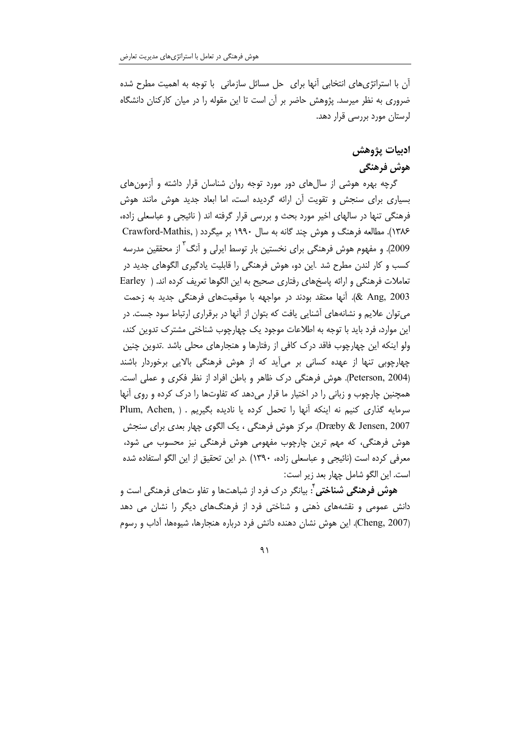آن با استراتژی‌های انتخابی آنها برای حل مسائل سازمانی با توجه به اهمیت مطرح شده ضروری به نظر میرسد. پژوهش حاضر بر آن است تا این مقوله را در میان کارکنان دانشگاه لرستان مورد بررسی قرار دهد.

## ادبیات پژوهش

### هوش فرهنگی

گرچه بهره هوشی از سال‌های دور مورد توجه روان شناسان قرار داشته و آزمون‌های بسیاری برای سنجش و تقویت آن ارائه گردیده است، اما ابعاد جدید هوش مانند هوش فرهنگی تنها در سالهای اخیر مورد بحث و بررسی قرار گرفته اند ( نائیجی و عباسعلی زاده، ۱۳۸۶). مطالعه فرهنگ و هوش چند گانه به سال ۱۹۹۰ بر میگردد ( Crawford-Mathis, 2009). و مفهوم هوش فرهنگی برای نخستین بار توسط ایرلی و آنگ[3] از محققین مدرسه کسب و کار لندن مطرح شد .این دو، هوش فرهنگی را قابلیت یادگیری الگوهای جدید در تعاملات فرهنگی و ارائه پاسخ‌های رفتاری صحیح به این الگوها تعریف کرده اند. ( Earley & Ang, 2003). آنها معتقد بودند در مواجهه با موقعیت‌های فرهنگی جدید به زحمت می‌توان علایم و نشانه‌های آشنایی یافت که بتوان از آنها در برقراری ارتباط سود جست. در این موارد، فرد باید با توجه به اطلاعات موجود یک چهارچوب شناختی مشترک تدوین کند، ولو اینکه این چهارچوب فاقد درک کافی از رفتارها و هنجارهای محلی باشد .تدوین چنین چهارچوبی تنها از عهده کسانی بر می‌آید که از هوش فرهنگی بالایی برخوردار باشند (Peterson, 2004). هوش فرهنگی درک ظاهر و باطن افراد از نظر فکری و عملی است. همچنین چارچوب و زبانی را در اختیار ما قرار می‌دهد که تفاوت‌ها را درک کرده و روی آنها سرمایه گذاری کنیم نه اینکه آنها را تحمل کرده یا نادیده بگیریم . ( Plum, Achen, Dræby & Jensen, 2007). مرکز هوش فرهنگی ، یک الگوی چهار بعدی برای سنجش هوش فرهنگی، که مهم ترین چارچوب مفهومی هوش فرهنگی نیز محسوب می شود، معرفی کرده است (نائیجی و عباسعلی زاده، ۱۳۹۰) .در این تحقیق از این الگو استفاده شده است. این الگو شامل چهار بعد زیر است:

**هوش فرهنگی شناختی**[4]: بیانگر درک فرد از شباهت‌ها و تفاو ت‌های فرهنگی است و دانش عمومی و نقشه‌های ذهنی و شناختی فرد از فرهنگ‌های دیگر را نشان می دهد (Cheng, 2007). این هوش نشان دهنده دانش فرد درباره هنجارها، شیوه‌ها، آداب و رسوم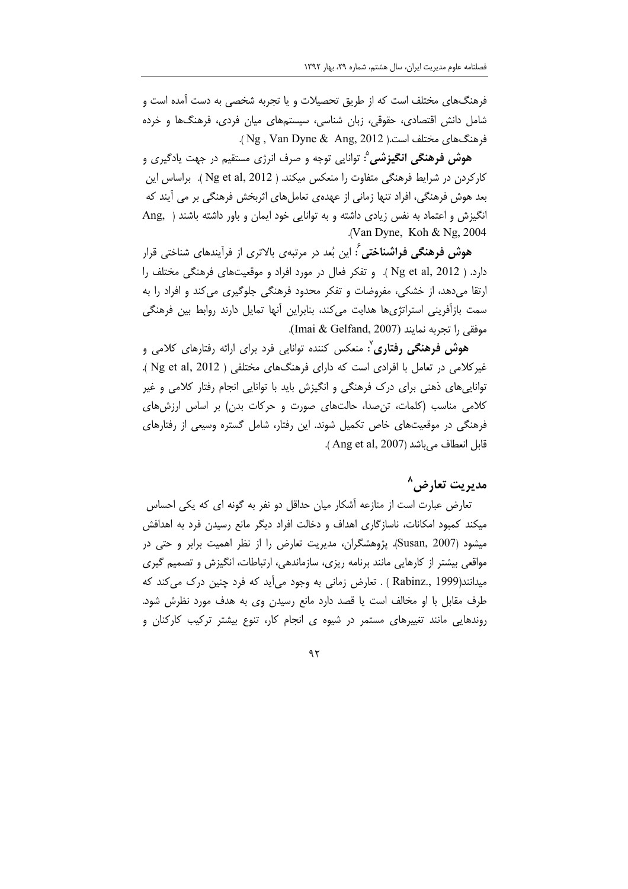فرهنگ‌های مختلف است که از طریق تحصیلات و یا تجربه شخصی به دست آمده است و شامل دانش اقتصادی، حقوقی، زبان شناسی، سیستم‌های میان فردی، فرهنگ‌ها و خرده فرهنگ‌های مختلف است.( Ng , Van Dyne & Ang, 2012 ).

**هوش فرهنگی انگیزشی**[5]: توانایی توجه و صرف انرژی مستقیم در جهت یادگیری و کارکردن در شرایط فرهنگی متفاوت را منعکس میکند. ( Ng et al, 2012 ). براساس این بعد هوش فرهنگی، افراد تنها زمانی از عهده‌ی تعامل‌های اثربخش فرهنگی بر می آیند که انگیزش و اعتماد به نفس زیادی داشته و به توانایی خود ایمان و باور داشته باشند ( Ang, Van Dyne, Koh & Ng, 2004).

**هوش فرهنگی فراشناختی**[6]: این بُعد در مرتبه‌ی بالاتری از فرآیندهای شناختی قرار دارد. ( Ng et al, 2012 ). و تفکر فعال در مورد افراد و موقعیت‌های فرهنگی مختلف را ارتقا می‌دهد، از خشکی، مفروضات و تفکر محدود فرهنگی جلوگیری می‌کند و افراد را به سمت بازآفرینی استراتژی‌ها هدایت می‌کند، بنابراین آنها تمایل دارند روابط بین فرهنگی موفقی را تجربه نمایند (Imai & Gelfand, 2007).

**هوش فرهنگی رفتاری**[7]: منعکس کننده توانایی فرد برای ارائه رفتارهای کلامی و غیرکلامی در تعامل با افرادی است که دارای فرهنگ‌های مختلفی ( Ng et al, 2012 ). توانایی‌های ذهنی برای درک فرهنگی و انگیزش باید با توانایی انجام رفتار کلامی و غیر کلامی مناسب (کلمات، تن‌صدا، حالت‌های صورت و حرکات بدن) بر اساس ارزش‌های فرهنگی در موقعیت‌های خاص تکمیل شوند. این رفتار، شامل گستره وسیعی از رفتارهای قابل انعطاف می‌باشد (Ang et al, 2007 ).

## مدیریت تعارض[8]

تعارض عبارت است از منازعه آشکار میان حداقل دو نفر به گونه ای که یکی احساس میکند کمبود امکانات، ناسازگاری اهداف و دخالت افراد دیگر مانع رسیدن فرد به اهدافش میشود (Susan, 2007). پژوهشگران، مدیریت تعارض را از نظر اهمیت برابر و حتی در مواقعی بیشتر از کارهایی مانند برنامه ریزی، سازماندهی، ارتباطات، انگیزش و تصمیم گیری میدانند(Rabinz., 1999 ) . تعارض زمانی به وجود می‌آید که فرد چنین درک می‌کند که طرف مقابل با او مخالف است یا قصد دارد مانع رسیدن وی به هدف مورد نظرش شود. روندهایی مانند تغییرهای مستمر در شیوه ی انجام کار، تنوع بیشتر ترکیب کارکنان و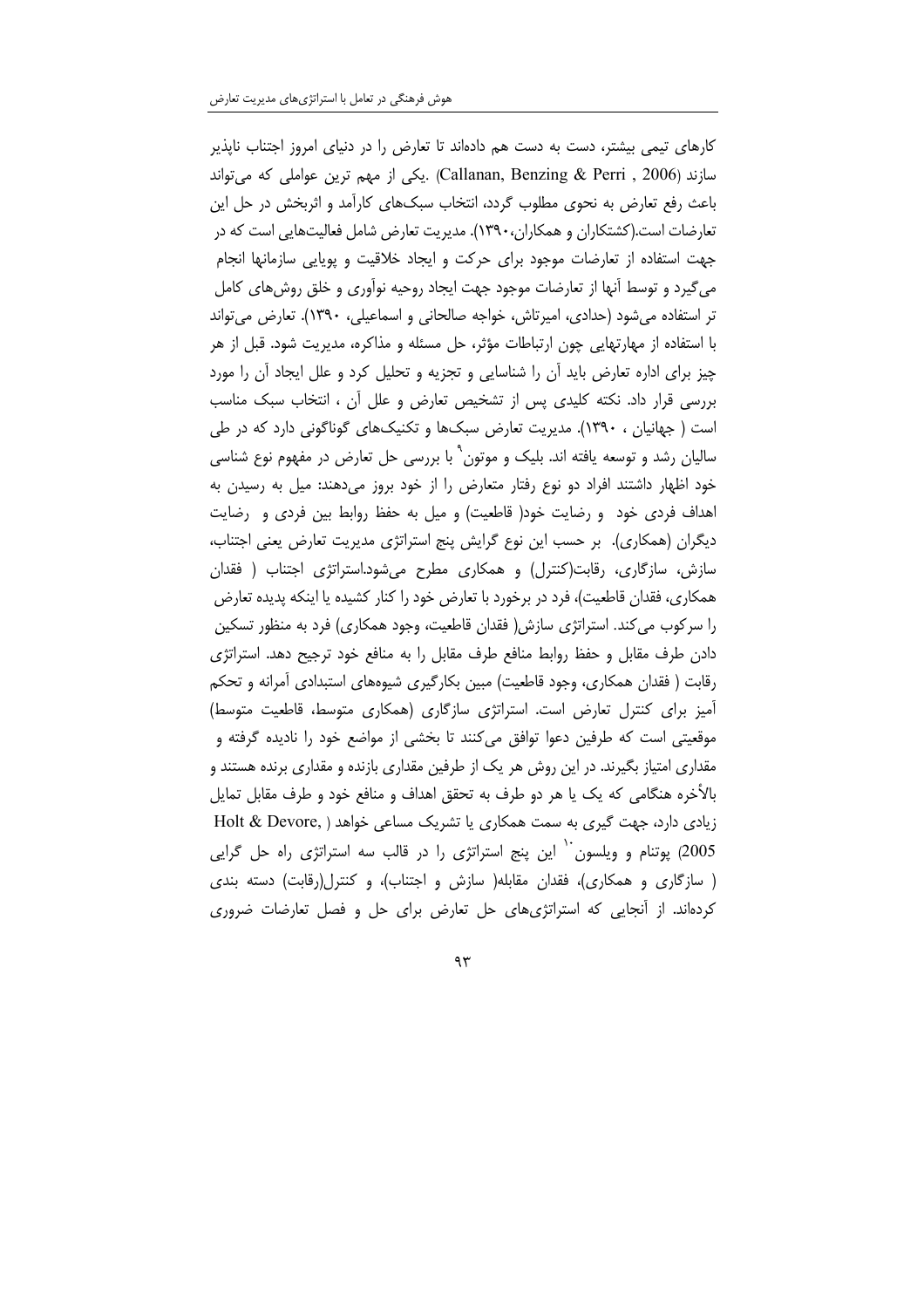کارهای تیمی بیشتر، دست به دست هم داده‌اند تا تعارض را در دنیای امروز اجتناب ناپذیر سازند (Callanan, Benzing & Perri , 2006) .یکی از مهم ترین عواملی که می‌تواند باعث رفع تعارض به نحوی مطلوب گردد، انتخاب سبک‌های کارآمد و اثربخش در حل این تعارضات است.(کشتکاران و همکاران،۱۳۹۰). مدیریت تعارض شامل فعالیت‌هایی است که در جهت استفاده از تعارضات موجود برای حرکت و ایجاد خلاقیت و پویایی سازمانها انجام می‌گیرد و توسط آنها از تعارضات موجود جهت ایجاد روحیه نوآوری و خلق روش‌های کامل تر استفاده می‌شود (حدادی، امیرتاش، خواجه صالحانی و اسماعیلی، ۱۳۹۰). تعارض می‌تواند با استفاده از مهارتهایی چون ارتباطات مؤثر، حل مسئله و مذاکره، مدیریت شود. قبل از هر چیز برای اداره تعارض باید آن را شناسایی و تجزیه و تحلیل کرد و علل ایجاد آن را مورد بررسی قرار داد. نکته کلیدی پس از تشخیص تعارض و علل آن ، انتخاب سبک مناسب است ( جهانیان ، ۱۳۹۰). مدیریت تعارض سبک‌ها و تکنیک‌های گوناگونی دارد که در طی سالیان رشد و توسعه یافته اند. بلیک و موتون[9] با بررسی حل تعارض در مفهوم نوع شناسی خود اظهار داشتند افراد دو نوع رفتار متعارض را از خود بروز می‌دهند: میل به رسیدن به اهداف فردی خود و رضایت خود( قاطعیت) و میل به حفظ روابط بین فردی و رضایت دیگران (همکاری). بر حسب این نوع گرایش پنج استراتژی مدیریت تعارض یعنی اجتناب، سازش، سازگاری، رقابت(کنترل) و همکاری مطرح می‌شود.استراتژی اجتناب ( فقدان همکاری، فقدان قاطعیت)، فرد در برخورد با تعارض خود را کنار کشیده یا اینکه پدیده تعارض را سرکوب می‌کند. استراتژی سازش( فقدان قاطعیت، وجود همکاری) فرد به منظور تسکین دادن طرف مقابل و حفظ روابط منافع طرف مقابل را به منافع خود ترجیح دهد. استراتژی رقابت ( فقدان همکاری، وجود قاطعیت) مبین بکارگیری شیوه‌های استبدادی آمرانه و تحکم آمیز برای کنترل تعارض است. استراتژی سازگاری (همکاری متوسط، قاطعیت متوسط) موقعیتی است که طرفین دعوا توافق می‌کنند تا بخشی از مواضع خود را نادیده گرفته و مقداری امتیاز بگیرند. در این روش هر یک از طرفین مقداری بازنده و مقداری برنده هستند و بالأخره هنگامی که یک یا هر دو طرف به تحقق اهداف و منافع خود و طرف مقابل تمایل زیادی دارد، جهت گیری به سمت همکاری یا تشریک مساعی خواهد ( Holt & Devore, 2005) پوتنام و ویلسون[10] این پنج استراتژی را در قالب سه استراتژی راه حل گرایی ( سازگاری و همکاری)، فقدان مقابله( سازش و اجتناب)، و کنترل(رقابت) دسته بندی کرده‌اند. از آنجایی که استراتژی‌های حل تعارض برای حل و فصل تعارضات ضروری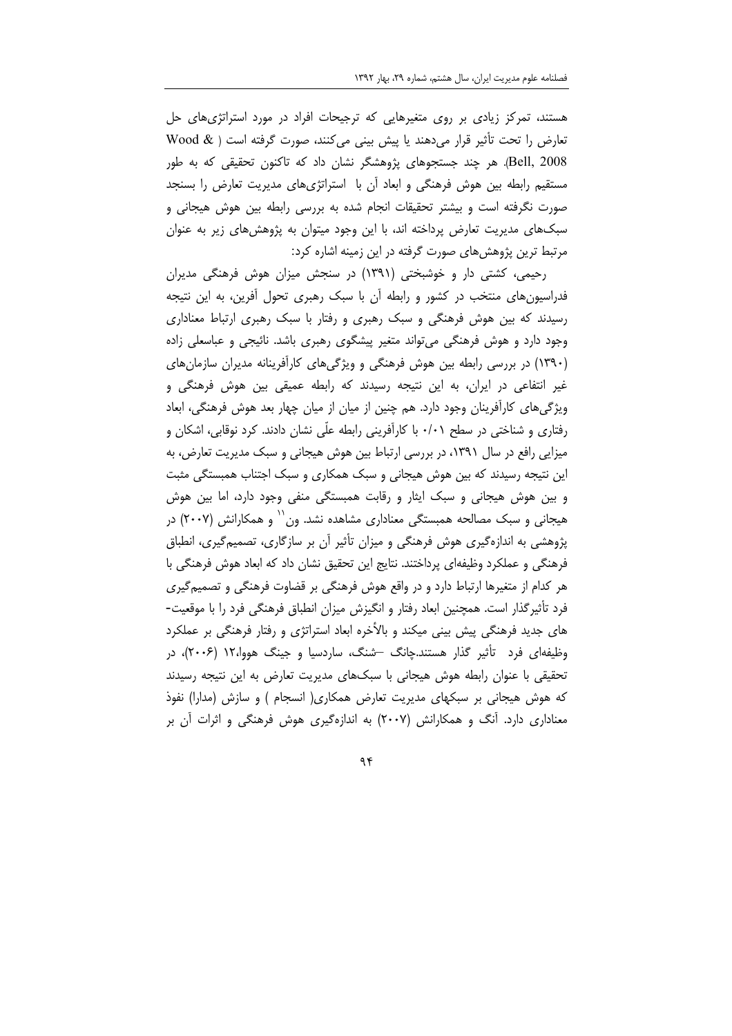هستند، تمرکز زیادی بر روی متغیرهایی که ترجیحات افراد در مورد استراتژی‌های حل تعارض را تحت تأثیر قرار می‌دهند یا پیش بینی می‌کنند، صورت گرفته است ( Wood & Bell, 2008). هر چند جستجوهای پژوهشگر نشان داد که تاکنون تحقیقی که به طور مستقیم رابطه بین هوش فرهنگی و ابعاد آن با استراتژی‌های مدیریت تعارض را بسنجد صورت نگرفته است و بیشتر تحقیقات انجام شده به بررسی رابطه بین هوش هیجانی و سبک‌های مدیریت تعارض پرداخته اند، با این وجود میتوان به پژوهش‌های زیر به عنوان مرتبط ترین پژوهش‌های صورت گرفته در این زمینه اشاره کرد:

رحیمی، کشتی دار و خوشبختی (۱۳۹۱) در سنجش میزان هوش فرهنگی مدیران فدراسیون‌های منتخب در کشور و رابطه آن با سبک رهبری تحول آفرین، به این نتیجه رسیدند که بین هوش فرهنگی و سبک رهبری و رفتار با سبک رهبری ارتباط معناداری وجود دارد و هوش فرهنگی می‌تواند متغیر پیشگوی رهبری باشد. نائیجی و عباسعلی زاده (۱۳۹۰) در بررسی رابطه بین هوش فرهنگی و ویژگی‌های کارآفرینانه مدیران سازمان‌های غیر انتفاعی در ایران، به این نتیجه رسیدند که رابطه عمیقی بین هوش فرهنگی و ویژگی‌های کارآفرینان وجود دارد. هم چنین از میان از میان چهار بعد هوش فرهنگی، ابعاد رفتاری و شناختی در سطح ۰/۰۱ با کارآفرینی رابطه علّی نشان دادند. کرد نوقابی، اشکان و میزایی رافع در سال ۱۳۹۱، در بررسی ارتباط بین هوش هیجانی و سبک مدیریت تعارض، به این نتیجه رسیدند که بین هوش هیجانی و سبک همکاری و سبک اجتناب همبستگی مثبت و بین هوش هیجانی و سبک ایثار و رقابت همبستگی منفی وجود دارد، اما بین هوش هیجانی و سبک مصالحه همبستگی معناداری مشاهده نشد. ون[11] و همکارانش (۲۰۰۷) در پژوهشی به اندازه‌گیری هوش فرهنگی و میزان تأثیر آن بر سازگاری، تصمیم‌گیری، انطباق فرهنگی و عملکرد وظیفه‌ای پرداختند. نتایج این تحقیق نشان داد که ابعاد هوش فرهنگی با هر کدام از متغیرها ارتباط دارد و در واقع هوش فرهنگی بر قضاوت فرهنگی و تصمیم‌گیری فرد تأثیرگذار است. همچنین ابعاد رفتار و انگیزش میزان انطباق فرهنگی فرد را با موقعیت‌-های جدید فرهنگی پیش بینی میکند و بالأخره ابعاد استراتژی و رفتار فرهنگی بر عملکرد وظیفه‌ای فرد تأثیر گذار هستند.چانگ –شنگ، ساردسیا و جینگ هووا،۱۲ (۲۰۰۶)، در تحقیقی با عنوان رابطه هوش هیجانی با سبک‌های مدیریت تعارض به این نتیجه رسیدند که هوش هیجانی بر سبکهای مدیریت تعارض همکاری( انسجام ) و سازش (مدارا) نفوذ معناداری دارد. آنگ و همکارانش (۲۰۰۷) به اندازه‌گیری هوش فرهنگی و اثرات آن بر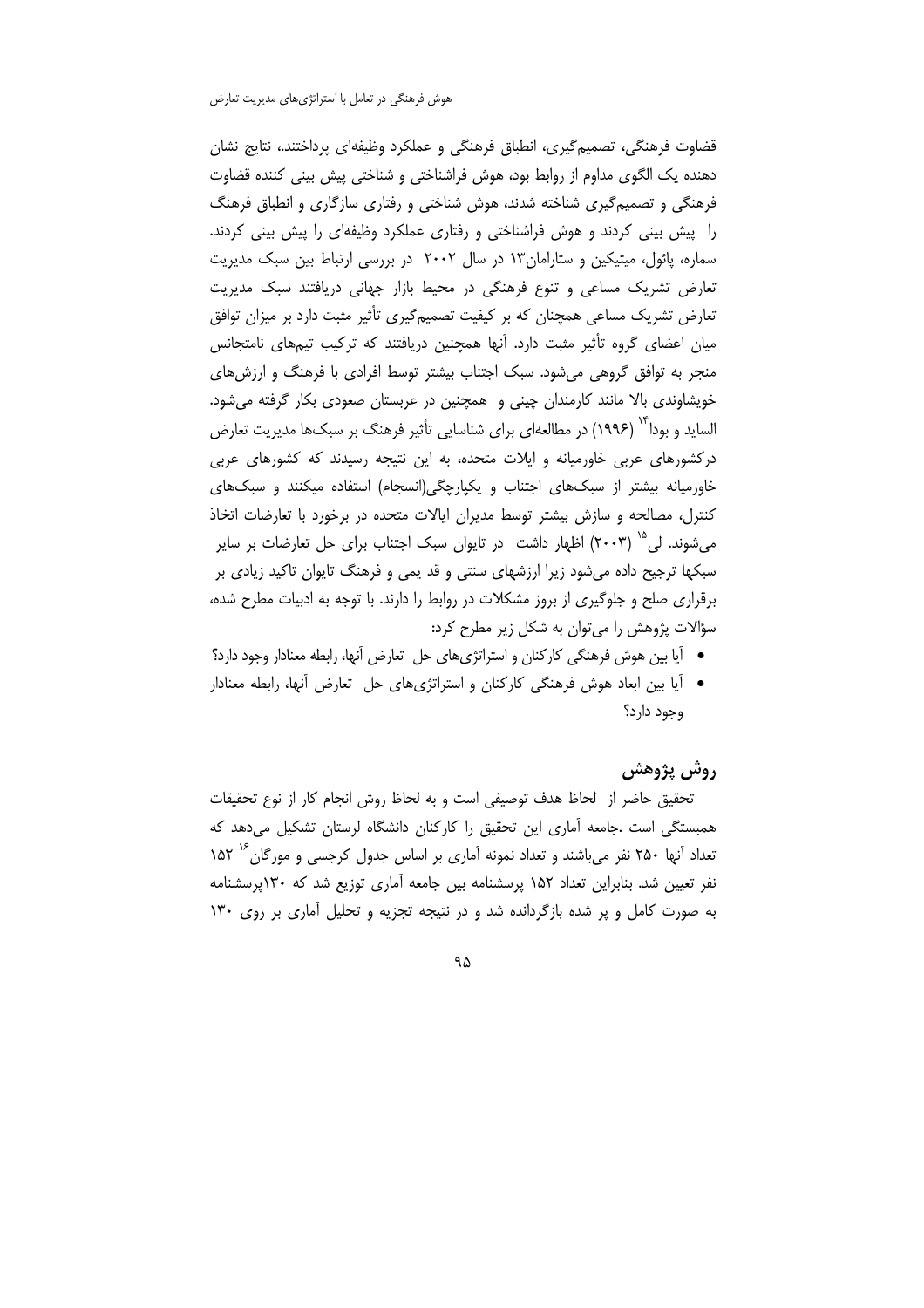قضاوت فرهنگی، تصمیم‌گیری، انطباق فرهنگی و عملکرد وظیفه‌ای پرداختند.، نتایج نشان دهنده یک الگوی مداوم از روابط بود، هوش فراشناختی و شناختی پیش بینی کننده قضاوت فرهنگی و تصمیم‌گیری شناخته شدند، هوش شناختی و رفتاری سازگاری و انطباق فرهنگ را پیش بینی کردند و هوش فراشناختی و رفتاری عملکرد وظیفه‌ای را پیش بینی کردند. سماره، پائول، میتیکین و ستارامان۱۳ در سال ۲۰۰۲ در بررسی ارتباط بین سبک مدیریت تعارض تشریک مساعی و تنوع فرهنگی در محیط بازار جهانی دریافتند سبک مدیریت تعارض تشریک مساعی همچنان که بر کیفیت تصمیم‌گیری تأثیر مثبت دارد بر میزان توافق میان اعضای گروه تأثیر مثبت دارد. آنها همچنین دریافتند که ترکیب تیمهای نامتجانس منجر به توافق گروهی می‌شود. سبک اجتناب بیشتر توسط افرادی با فرهنگ و ارزش‌های خویشاوندی بالا مانند کارمندان چینی و همچنین در عربستان صعودی بکار گرفته می‌شود. الساید و بودا[14] (۱۹۹۶) در مطالعه‌ای برای شناسایی تأثیر فرهنگ بر سبک‌ها مدیریت تعارض درکشورهای عربی خاورمیانه و ایالات متحده، به این نتیجه رسیدند که کشورهای عربی خاورمیانه بیشتر از سبک‌های اجتناب و یکپارچگی(انسجام) استفاده میکنند و سبک‌های کنترل، مصالحه و سازش بیشتر توسط مدیران ایالات متحده در برخورد با تعارضات اتخاذ می‌شوند. لی[15] (۲۰۰۳) اظهار داشت در تایوان سبک اجتناب برای حل تعارضات بر سایر سبکها ترجیح داده می‌شود زیرا ارزشهای سنتی و قد یمی و فرهنگ تایوان تاکید زیادی بر برقراری صلح و جلوگیری از بروز مشکلات در روابط را دارند. با توجه به ادبیات مطرح شده، سؤالات پژوهش را می‌توان به شکل زیر مطرح کرد:

- آیا بین هوش فرهنگی کارکنان و استراتژی‌های حل تعارض آنها، رابطه معنادار وجود دارد؟
- آیا بین ابعاد هوش فرهنگی کارکنان و استراتژی‌های حل تعارض آنها، رابطه معنادار وجود دارد؟

## روش پژوهش

تحقیق حاضر از لحاظ هدف توصیفی است و به لحاظ روش انجام کار از نوع تحقیقات همبستگی است .جامعه آماری این تحقیق را کارکنان دانشگاه لرستان تشکیل می‌دهد که تعداد آنها ۲۵۰ نفر می‌باشند و تعداد نمونه آماری بر اساس جدول کرجسی و مورگان[16] ۱۵۲ نفر تعیین شد. بنابراین تعداد ۱۵۲ پرسشنامه بین جامعه آماری توزیع شد که ۱۳۰پرسشنامه به صورت کامل و پر شده بازگردانده شد و در نتیجه تجزیه و تحلیل آماری بر روی ۱۳۰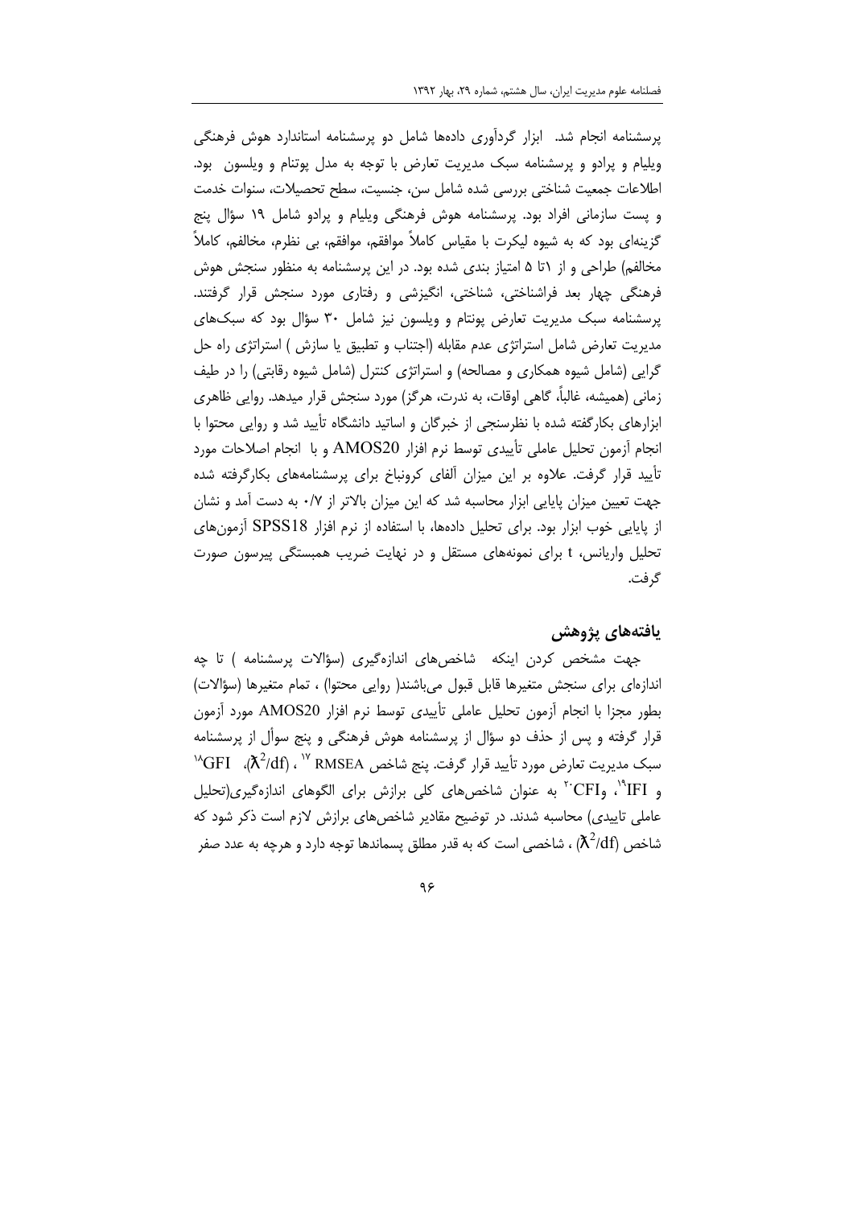پرسشنامه انجام شد. ابزار گردآوری داده‌ها شامل دو پرسشنامه استاندارد هوش فرهنگی ویلیام و پرادو و پرسشنامه سبک مدیریت تعارض با توجه به مدل پوتنام و ویلسون بود. اطلاعات جمعیت شناختی بررسی شده شامل سن، جنسیت، سطح تحصیلات، سنوات خدمت و پست سازمانی افراد بود. پرسشنامه هوش فرهنگی ویلیام و پرادو شامل ۱۹ سؤال پنج گزینه‌ای بود که به شیوه لیکرت با مقیاس کاملاً موافقم، موافقم، بی نظرم، مخالفم، کاملاً مخالفم) طراحی و از ۱تا ۵ امتیاز بندی شده بود. در این پرسشنامه به منظور سنجش هوش فرهنگی چهار بعد فراشناختی، شناختی، انگیزشی و رفتاری مورد سنجش قرار گرفتند. پرسشنامه سبک مدیریت تعارض پوتنام و ویلسون نیز شامل ۳۰ سؤال بود که سبک‌های مدیریت تعارض شامل استراتژی عدم مقابله (اجتناب و تطبیق یا سازش ) استراتژی راه حل گرایی (شامل شیوه همکاری و مصالحه) و استراتژی کنترل (شامل شیوه رقابتی) را در طیف زمانی (همیشه، غالباً، گاهی اوقات، به ندرت، هرگز) مورد سنجش قرار میدهد. روایی ظاهری ابزارهای بکارگفته شده با نظرسنجی از خبرگان و اساتید دانشگاه تأیید شد و روایی محتوا با انجام آزمون تحلیل عاملی تأییدی توسط نرم افزار AMOS20 و با انجام اصلاحات مورد تأیید قرار گرفت. علاوه بر این میزان آلفای کرونباخ برای پرسشنامه‌های بکارگرفته شده جهت تعیین میزان پایایی ابزار محاسبه شد که این میزان بالاتر از ۰/۷ به دست آمد و نشان از پایایی خوب ابزار بود. برای تحلیل داده‌ها، با استفاده از نرم افزار SPSS18 آزمون‌های تحلیل واریانس، t برای نمونه‌های مستقل و در نهایت ضریب همبستگی پیرسون صورت گرفت.

## یافته‌های پژوهش

جهت مشخص کردن اینکه شاخص‌های اندازه‌گیری (سؤالات پرسشنامه ) تا چه اندازه‌ای برای سنجش متغیرها قابل قبول می‌باشند( روایی محتوا) ، تمام متغیرها (سؤالات) بطور مجزا با انجام آزمون تحلیل عاملی تأییدی توسط نرم افزار AMOS20 مورد آزمون قرار گرفته و پس از حذف دو سؤال از پرسشنامه هوش فرهنگی و پنج سوأل از پرسشنامه سبک مدیریت تعارض مورد تأیید قرار گرفت. پنج شاخص RMSEA [17] ، ($\chi^2$/df)، GFI [18]، IFI [19] و CFI [20] به عنوان شاخص‌های کلی برازش برای الگوهای اندازه‌گیری(تحلیل عاملی تاییدی) محاسبه شدند. در توضیح مقادیر شاخص‌های برازش لازم است ذکر شود که شاخص ($\chi^2$/df) ، شاخصی است که به قدر مطلق پسماندها توجه دارد و هرچه به عدد صفر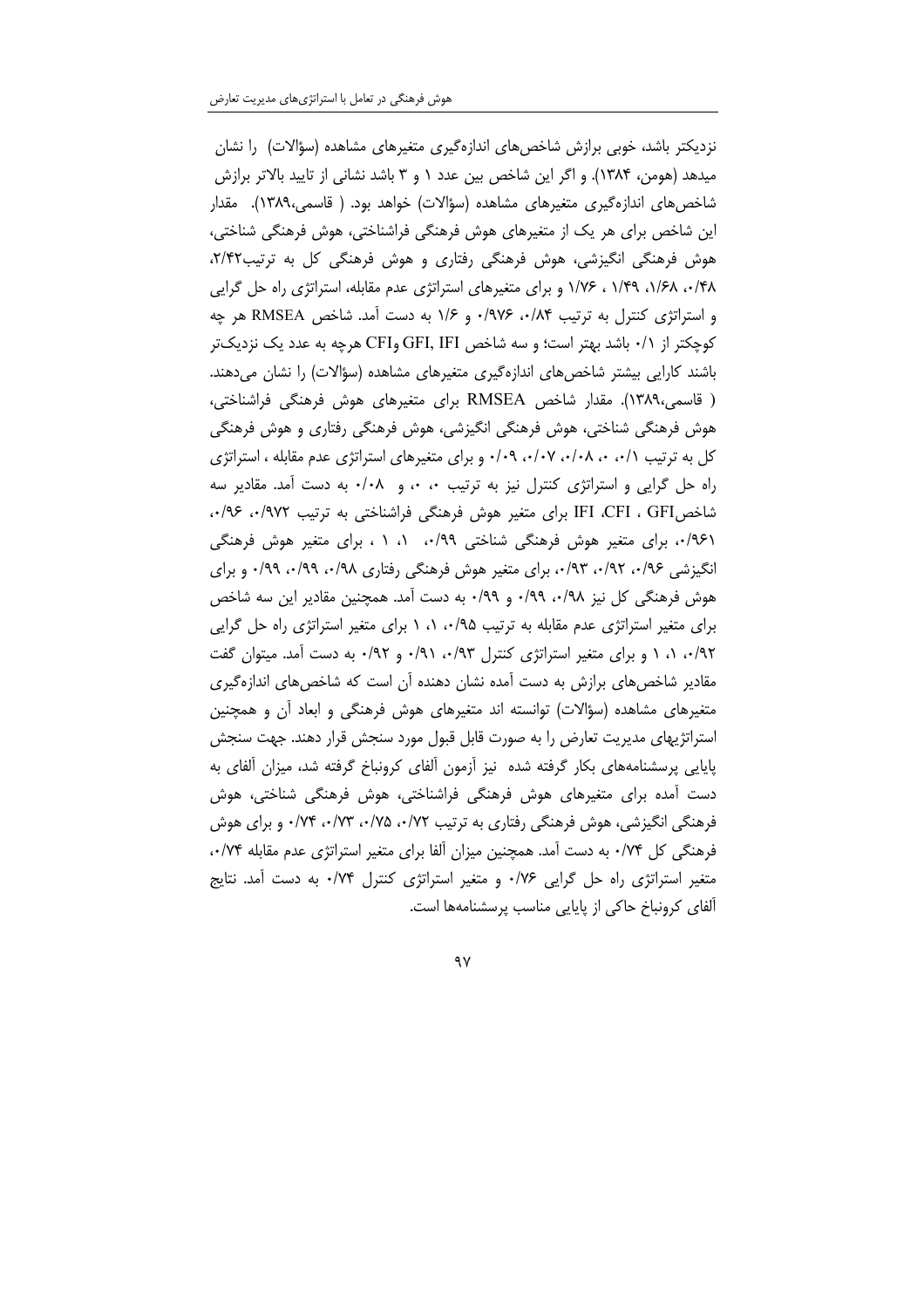نزدیکتر باشد، خوبی برازش شاخص‌های اندازه‌گیری متغیرهای مشاهده (سؤالات) را نشان میدهد (هومن، ۱۳۸۴). و اگر این شاخص بین عدد ۱ و ۳ باشد نشانی از تایید بالاتر برازش شاخص‌های اندازه‌گیری متغیرهای مشاهده (سؤالات) خواهد بود. ( قاسمی،۱۳۸۹). مقدار این شاخص برای هر یک از متغیرهای هوش فرهنگی فراشناختی، هوش فرهنگی شناختی، هوش فرهنگی انگیزشی، هوش فرهنگی رفتاری و هوش فرهنگی کل به ترتیب۲/۴۲، ۰/۴۸، ۱/۶۸، ۱/۴۹ ، ۱/۷۶ و برای متغیرهای استراتژی عدم مقابله، استراتژی راه حل گرایی و استراتژی کنترل به ترتیب ۰/۸۴، ۰/۹۷۶ و ۱/۶ به دست آمد. شاخص RMSEA هر چه کوچکتر از ۰/۱ باشد بهتر است؛ و سه شاخص GFI, IFI وCFI هرچه به عدد یک نزدیک‌تر باشند کارایی بیشتر شاخص‌های اندازه‌گیری متغیرهای مشاهده (سؤالات) را نشان می‌دهند. ( قاسمی،۱۳۸۹). مقدار شاخص RMSEA برای متغیرهای هوش فرهنگی فراشناختی، هوش فرهنگی شناختی، هوش فرهنگی انگیزشی، هوش فرهنگی رفتاری و هوش فرهنگی کل به ترتیب ۰/۱، ۰، ۰/۰۸، ۰/۰۷، ۰/۰۹ و برای متغیرهای استراتژی عدم مقابله ، استراتژی راه حل گرایی و استراتژی کنترل نیز به ترتیب ۰، ۰، و ۰/۰۸ به دست آمد. مقادیر سه شاخصGFI ، CFI، IFI برای متغیر هوش فرهنگی فراشناختی به ترتیب ۰/۹۷۲، ۰/۹۶، ۰/۹۶۱، برای متغیر هوش فرهنگی شناختی ۰/۹۹، ۱، ۱ ، برای متغیر هوش فرهنگی انگیزشی ۰/۹۶، ۰/۹۲، ۰/۹۳، برای متغیر هوش فرهنگی رفتاری ۰/۹۸، ۰/۹۹، ۰/۹۹ و برای هوش فرهنگی کل نیز ۰/۹۸، ۰/۹۹ و ۰/۹۹ به دست آمد. همچنین مقادیر این سه شاخص برای متغیر استراتژی عدم مقابله به ترتیب ۰/۹۵، ۱، ۱ برای متغیر استراتژی راه حل گرایی ۰/۹۲، ۱، ۱ و برای متغیر استراتژی کنترل ۰/۹۳، ۰/۹۱ و ۰/۹۲ به دست آمد. میتوان گفت مقادیر شاخص‌های برازش به دست آمده نشان دهنده آن است که شاخص‌های اندازه‌گیری متغیرهای مشاهده (سؤالات) توانسته اند متغیرهای هوش فرهنگی و ابعاد آن و همچنین استراتژیهای مدیریت تعارض را به صورت قابل قبول مورد سنجش قرار دهند. جهت سنجش پایایی پرسشنامه‌های بکار گرفته شده نیز آزمون آلفای کرونباخ گرفته شد، میزان آلفای به دست آمده برای متغیرهای هوش فرهنگی فراشناختی، هوش فرهنگی شناختی، هوش فرهنگی انگیزشی، هوش فرهنگی رفتاری به ترتیب ۰/۷۲، ۰/۷۵، ۰/۷۳، ۰/۷۴ و برای هوش فرهنگی کل ۰/۷۴ به دست آمد. همچنین میزان آلفا برای متغیر استراتژی عدم مقابله ۰/۷۴، متغیر استراتژی راه حل گرایی ۰/۷۶ و متغیر استراتژی کنترل ۰/۷۴ به دست آمد. نتایج آلفای کرونباخ حاکی از پایایی مناسب پرسشنامه‌ها است.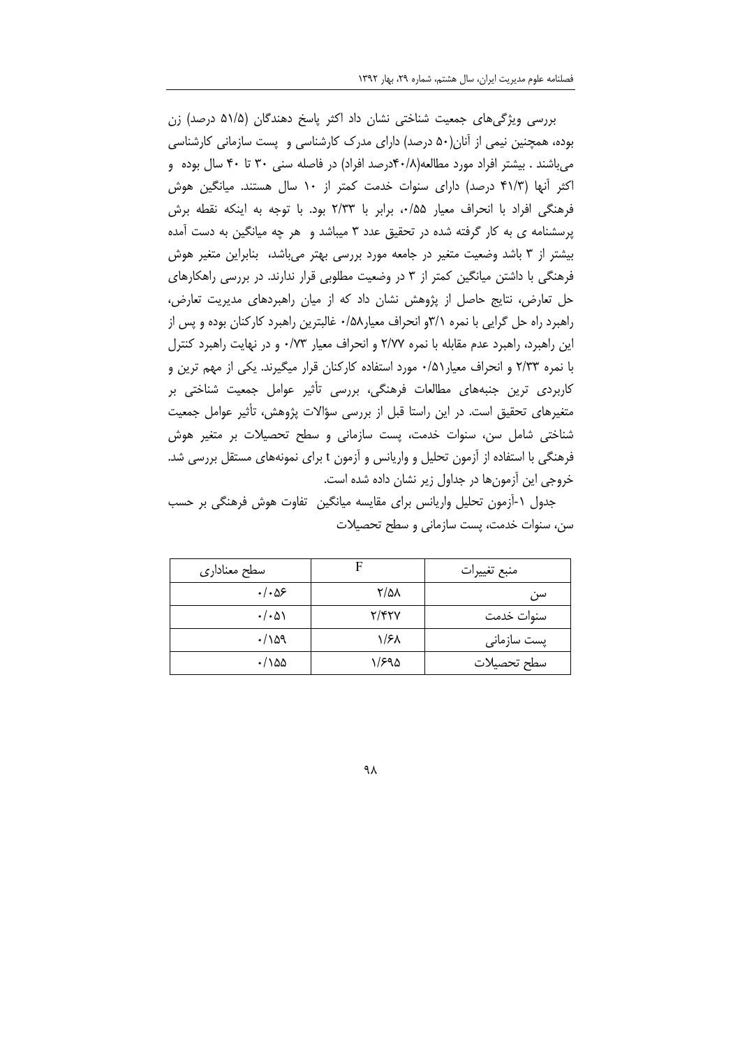بررسی ویژگی‌های جمعیت شناختی نشان داد اکثر پاسخ دهندگان (۵۱/۵ درصد) زن بوده، همچنین نیمی از آنان(۵۰ درصد) دارای مدرک کارشناسی و پست سازمانی کارشناسی می‌باشند . بیشتر افراد مورد مطالعه(۴۰/۸درصد افراد) در فاصله سنی ۳۰ تا ۴۰ سال بوده و اکثر آنها (۴۱/۳ درصد) دارای سنوات خدمت کمتر از ۱۰ سال هستند. میانگین هوش فرهنگی افراد با انحراف معیار ۰/۵۵، برابر با ۲/۳۳ بود. با توجه به اینکه نقطه برش پرسشنامه ی به کار گرفته شده در تحقیق عدد ۳ میباشد و هر چه میانگین به دست آمده بیشتر از ۳ باشد وضعیت متغیر در جامعه مورد بررسی بهتر می‌باشد، بنابراین متغیر هوش فرهنگی با داشتن میانگین کمتر از ۳ در وضعیت مطلوبی قرار ندارند. در بررسی راهکارهای حل تعارض، نتایج حاصل از پژوهش نشان داد که از میان راهبردهای مدیریت تعارض، راهبرد راه حل گرایی با نمره ۳/۱و انحراف معیار۰/۵۸ غالبترین راهبرد کارکنان بوده و پس از این راهبرد، راهبرد عدم مقابله با نمره ۲/۷۷ و انحراف معیار ۰/۷۳ و در نهایت راهبرد کنترل با نمره ۲/۳۳ و انحراف معیار۰/۵۱ مورد استفاده کارکنان قرار میگیرند. یکی از مهم ترین و کاربردی ترین جنبه‌های مطالعات فرهنگی، بررسی تأثیر عوامل جمعیت شناختی بر متغیرهای تحقیق است. در این راستا قبل از بررسی سؤالات پژوهش، تأثیر عوامل جمعیت شناختی شامل سن، سنوات خدمت، پست سازمانی و سطح تحصیلات بر متغیر هوش فرهنگی با استفاده از آزمون تحلیل و واریانس و آزمون t برای نمونه‌های مستقل بررسی شد. خروجی این آزمون‌ها در جداول زیر نشان داده شده است.

جدول ۱-آزمون تحلیل واریانس برای مقایسه میانگین تفاوت هوش فرهنگی بر حسب سن، سنوات خدمت، پست سازمانی و سطح تحصیلات

| منبع تغییرات | F | سطح معناداری |
|---|---|---|
| سن | ۲/۵۸ | ۰/۰۵۶ |
| سنوات خدمت | ۲/۴۲۷ | ۰/۰۵۱ |
| پست سازمانی | ۱/۶۸ | ۰/۱۵۹ |
| سطح تحصیلات | ۱/۶۹۵ | ۰/۱۵۵ |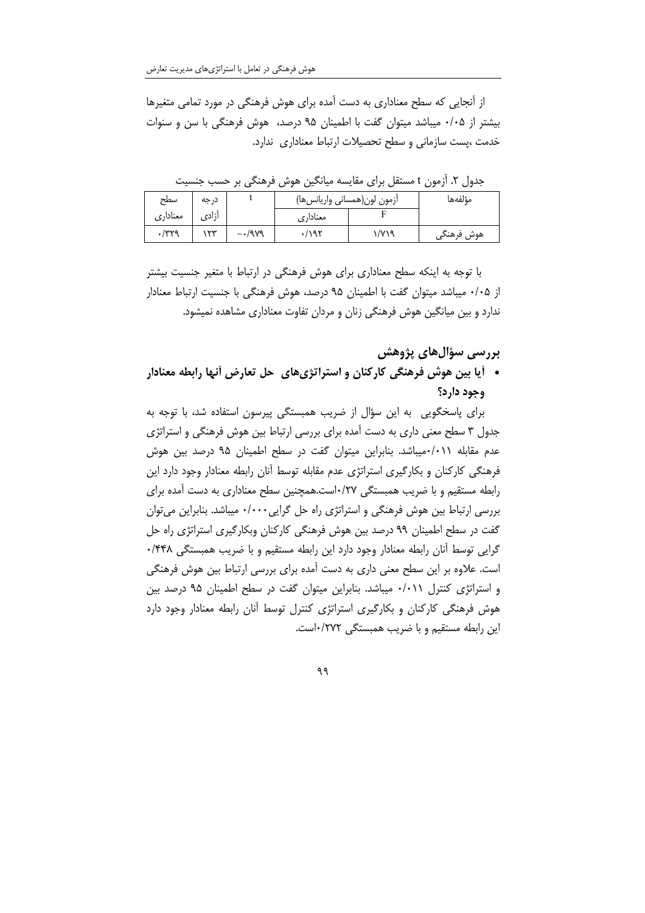از آنجایی که سطح معناداری به دست آمده برای هوش فرهنگی در مورد تمامی متغیرها بیشتر از ۰/۰۵ میباشد میتوان گفت با اطمینان ۹۵ درصد، هوش فرهنگی با سن و سنوات خدمت ،پست سازمانی و سطح تحصیلات ارتباط معناداری ندارد.

جدول ۲. آزمون t مستقل برای مقایسه میانگین هوش فرهنگی بر حسب جنسیت

| مؤلفه‌ها | آزمون لون(همسانی واریانس‌ها) | | t | درجه آزادی | سطح معناداری |
|---|---|---|---|---|---|
| | F | معناداری | | | |
| هوش فرهنگی | ۱/۷۱۹ | ۰/۱۹۲ | -۰/۹۷۹ | ۱۲۳ | ۰/۳۲۹ |

با توجه به اینکه سطح معناداری برای هوش فرهنگی در ارتباط با متغیر جنسیت بیشتر از ۰/۰۵ میباشد میتوان گفت با اطمینان ۹۵ درصد، هوش فرهنگی با جنسیت ارتباط معنادار ندارد و بین میانگین هوش فرهنگی زنان و مردان تفاوت معناداری مشاهده نمیشود.

## بررسی سؤال‌های پژوهش

- **آیا بین هوش فرهنگی کارکنان و استراتژی‌های حل تعارض آنها رابطه معنادار وجود دارد؟**

برای پاسخگویی به این سؤال از ضریب همبستگی پیرسون استفاده شد، با توجه به جدول ۳ سطح معنی داری به دست آمده برای بررسی ارتباط بین هوش فرهنگی و استراتژی عدم مقابله ۰/۰۱۱میباشد. بنابراین میتوان گفت در سطح اطمینان ۹۵ درصد بین هوش فرهنگی کارکنان و بکارگیری استراتژی عدم مقابله توسط آنان رابطه معنادار وجود دارد این رابطه مستقیم و با ضریب همبستگی ۰/۲۷است.همچنین سطح معناداری به دست آمده برای بررسی ارتباط بین هوش فرهنگی و استراتژی راه حل گرایی۰/۰۰۰ میباشد. بنابراین می‌توان گفت در سطح اطمینان ۹۹ درصد بین هوش فرهنگی کارکنان وبکارگیری استراتژی راه حل گرایی توسط آنان رابطه معنادار وجود دارد این رابطه مستقیم و با ضریب همبستگی ۰/۴۴۸ است. علاوه بر این سطح معنی داری به دست آمده برای بررسی ارتباط بین هوش فرهنگی و استراتژی کنترل ۰/۰۱۱ میباشد. بنابراین میتوان گفت در سطح اطمینان ۹۵ درصد بین هوش فرهنگی کارکنان و بکارگیری استراتژی کنترل توسط آنان رابطه معنادار وجود دارد این رابطه مستقیم و با ضریب همبستگی ۰/۲۷۲است.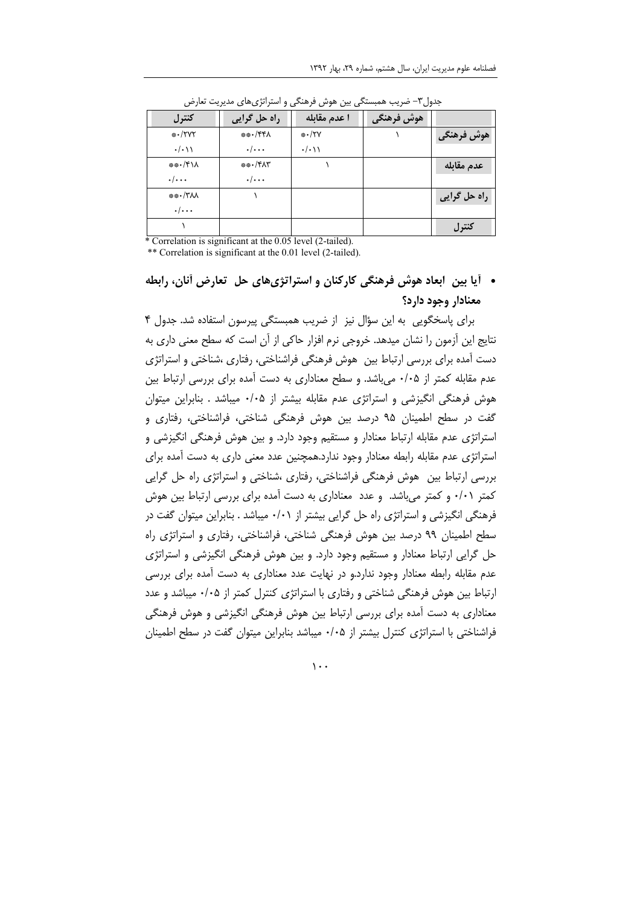جدول۳- ضریب همبستگی بین هوش فرهنگی و استراتژی‌های مدیریت تعارض

| | هوش فرهنگی | ا عدم مقابله | راه حل گرایی | کنترل |
|---|---|---|---|---|
| هوش فرهنگی | ۱ | *۰/۲۷ | **۰/۴۴۸ | *۰/۲۷۲ |
| | | ۰/۰۱۱ | ۰/۰۰۰ | ۰/۰۱۱ |
| عدم مقابله | | ۱ | **۰/۴۸۳ | **۰/۴۱۸ |
| | | | ۰/۰۰۰ | ۰/۰۰۰ |
| راه حل گرایی | | | ۱ | **۰/۳۸۸ |
| | | | | ۰/۰۰۰ |
| کنترل | | | | ۱ |

* Correlation is significant at the 0.05 level (2-tailed).

** Correlation is significant at the 0.01 level (2-tailed).

- **آیا بین ابعاد هوش فرهنگی کارکنان و استراتژی‌های حل تعارض آنان، رابطه معنادار وجود دارد؟**

برای پاسخگویی به این سؤال نیز از ضریب همبستگی پیرسون استفاده شد. جدول ۴ نتایج این آزمون را نشان میدهد. خروجی نرم افزار حاکی از آن است که سطح معنی داری به دست آمده برای بررسی ارتباط بین هوش فرهنگی فراشناختی، رفتاری ،شناختی و استراتژی عدم مقابله کمتر از ۰/۰۵ می‌باشد. و سطح معناداری به دست آمده برای بررسی ارتباط بین هوش فرهنگی انگیزشی و استراتژی عدم مقابله بیشتر از ۰/۰۵ میباشد . بنابراین میتوان گفت در سطح اطمینان ۹۵ درصد بین هوش فرهنگی شناختی، فراشناختی، رفتاری و استراتژی عدم مقابله ارتباط معنادار و مستقیم وجود دارد. و بین هوش فرهنگی انگیزشی و استراتژی عدم مقابله رابطه معنادار وجود ندارد.همچنین عدد معنی داری به دست آمده برای بررسی ارتباط بین هوش فرهنگی فراشناختی، رفتاری ،شناختی و استراتژی راه حل گرایی کمتر ۰/۰۱ و کمتر می‌باشد. و عدد معناداری به دست آمده برای بررسی ارتباط بین هوش فرهنگی انگیزشی و استراتژی راه حل گرایی بیشتر از ۰/۰۱ میباشد . بنابراین میتوان گفت در سطح اطمینان ۹۹ درصد بین هوش فرهنگی شناختی، فراشناختی، رفتاری و استراتژی راه حل گرایی ارتباط معنادار و مستقیم وجود دارد. و بین هوش فرهنگی انگیزشی و استراتژی عدم مقابله رابطه معنادار وجود ندارد.و در نهایت عدد معناداری به دست آمده برای بررسی ارتباط بین هوش فرهنگی شناختی و رفتاری با استراتژی کنترل کمتر از ۰/۰۵ میباشد و عدد معناداری به دست آمده برای بررسی ارتباط بین هوش فرهنگی انگیزشی و هوش فرهنگی فراشناختی با استراتژی کنترل بیشتر از ۰/۰۵ میباشد بنابراین میتوان گفت در سطح اطمینان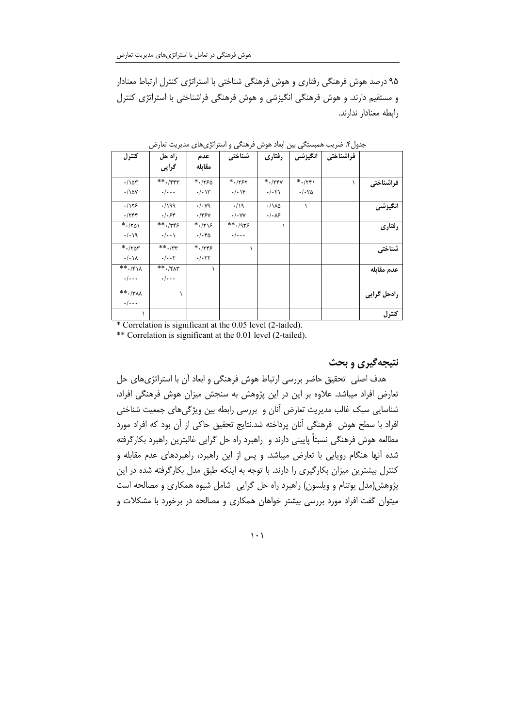۹۵ درصد هوش فرهنگی رفتاری و هوش فرهنگی شناختی با استراتژی کنترل ارتباط معنادار و مستقیم دارند. و هوش فرهنگی انگیزشی و هوش فرهنگی فراشناختی با استراتژی کنترل رابطه معنادار ندارند.

جدول۴. ضریب همبستگی بین ابعاد هوش فرهنگی و استراتژی‌های مدیریت تعارض

| | فراشناختی | انگیزشی | رفتاری | شناختی | عدم مقابله | راه حل گرایی | کنترل |
|---|---|---|---|---|---|---|---|
| فراشناختی | ۱ | */۲۴۱ ۰/۰۲۵ | */۲۴۷ ۰/۰۲۱ | */۲۶۲ ۰/۰۱۴ | */۲۶۵ ۰/۰۱۳ | **۰/۴۴۳ ۰/۰۰۰ | ۰/۱۵۳ ۰/۱۵۷ |
| انگیزشی | | ۱ | ۰/۱۸۵ ۰/۰۸۶ | ۰/۱۹ ۰/۰۷۷ | ۰/۰۷۹ ۰/۴۶۷ | ۰/۱۹۹ ۰/۰۶۴ | ۰/۱۲۶ ۰/۲۴۴ |
| رفتاری | | | ۱ | **۰/۹۳۶ ۰/۰۰۰ | */۲۱۶ ۰/۰۴۵ | **۰/۳۴۶ ۰/۰۰۱ | */۲۵۱ ۰/۰۱۹ |
| شناختی | | | | ۱ | */۲۴۶ ۰/۰۲۲ | **۰/۳۳ ۰/۰۰۲ | */۲۵۳ ۰/۰۱۸ |
| عدم مقابله | | | | | ۱ | **۰/۴۸۳ ۰/۰۰۰ | **۰/۴۱۸ ۰/۰۰۰ |
| راه‌حل گرایی | | | | | | ۱ | **۰/۳۸۸ ۰/۰۰۰ |
| کنترل | | | | | | | ۱ |

* Correlation is significant at the 0.05 level (2-tailed).

** Correlation is significant at the 0.01 level (2-tailed).

## نتیجه‌گیری و بحث

هدف اصلی تحقیق حاضر بررسی ارتباط هوش فرهنگی و ابعاد آن با استراتژی‌های حل تعارض افراد میباشد. علاوه بر این در این پژوهش به سنجش میزان هوش فرهنگی افراد، شناسایی سبک غالب مدیریت تعارض آنان و بررسی رابطه بین ویژگی‌های جمعیت شناختی افراد با سطح هوش فرهنگی آنان پرداخته شد.نتایج تحقیق حاکی از آن بود که افراد مورد مطالعه هوش فرهنگی نسبتاً پایینی دارند و راهبرد راه حل گرایی غالبترین راهبرد بکارگرفته شده آنها هنگام رویایی با تعارض میباشد. و پس از این راهبرد، راهبردهای عدم مقابله و کنترل بیشترین میزان بکارگیری را دارند. با توجه به اینکه طبق مدل بکارگرفته شده در این پژوهش(مدل پوتنام و ویلسون) راهبرد راه حل گرایی شامل شیوه همکاری و مصالحه است میتوان گفت افراد مورد بررسی بیشتر خواهان همکاری و مصالحه در برخورد با مشکلات و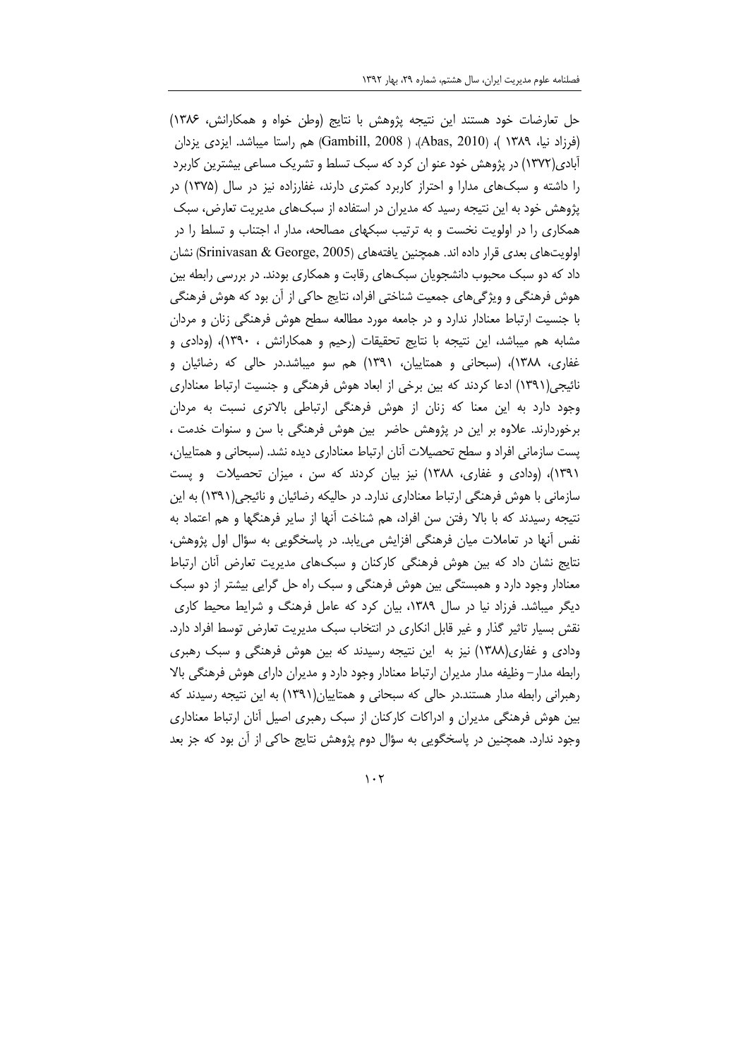حل تعارضات خود هستند این نتیجه پژوهش با نتایج (وطن خواه و همکارانش، ۱۳۸۶) (فرزاد نیا، ۱۳۸۹ )، (Abas, 2010)، ( Gambill, 2008) هم راستا میباشد. ایزدی یزدان آبادی(۱۳۷۲) در پژوهش خود عنو ان کرد که سبک تسلط و تشریک مساعی بیشترین کاربرد را داشته و سبک‌های مدارا و احتراز کاربرد کمتری دارند، غفارزاده نیز در سال (۱۳۷۵) در پژوهش خود به این نتیجه رسید که مدیران در استفاده از سبک‌های مدیریت تعارض، سبک همکاری را در اولویت نخست و به ترتیب سبکهای مصالحه، مدار ا، اجتناب و تسلط را در اولویت‌های بعدی قرار داده اند. همچنین یافته‌های (Srinivasan & George, 2005) نشان داد که دو سبک محبوب دانشجویان سبک‌های رقابت و همکاری بودند. در بررسی رابطه بین هوش فرهنگی و ویژگی‌های جمعیت شناختی افراد، نتایج حاکی از آن بود که هوش فرهنگی با جنسیت ارتباط معنادار ندارد و در جامعه مورد مطالعه سطح هوش فرهنگی زنان و مردان مشابه هم میباشد، این نتیجه با نتایج تحقیقات (رحیم و همکارانش ، ۱۳۹۰)، (ودادی و غفاری، ۱۳۸۸)، (سبحانی و همتاییان، ۱۳۹۱) هم سو میباشد.در حالی که رضائیان و نائیجی(۱۳۹۱) ادعا کردند که بین برخی از ابعاد هوش فرهنگی و جنسیت ارتباط معناداری وجود دارد به این معنا که زنان از هوش فرهنگی ارتباطی بالاتری نسبت به مردان برخوردارند. علاوه بر این در پژوهش حاضر بین هوش فرهنگی با سن و سنوات خدمت ، پست سازمانی افراد و سطح تحصیلات آنان ارتباط معناداری دیده نشد. (سبحانی و همتاییان، ۱۳۹۱)، (ودادی و غفاری، ۱۳۸۸) نیز بیان کردند که سن ، میزان تحصیلات و پست سازمانی با هوش فرهنگی ارتباط معناداری ندارد. در حالیکه رضائیان و نائیجی(۱۳۹۱) به این نتیجه رسیدند که با بالا رفتن سن افراد، هم شناخت آنها از سایر فرهنگها و هم اعتماد به نفس آنها در تعاملات میان فرهنگی افزایش می‌یابد. در پاسخگویی به سؤال اول پژوهش، نتایج نشان داد که بین هوش فرهنگی کارکنان و سبک‌های مدیریت تعارض آنان ارتباط معنادار وجود دارد و همبستگی بین هوش فرهنگی و سبک راه حل گرایی بیشتر از دو سبک دیگر میباشد. فرزاد نیا در سال ۱۳۸۹، بیان کرد که عامل فرهنگ و شرایط محیط کاری نقش بسیار تاثیر گذار و غیر قابل انکاری در انتخاب سبک مدیریت تعارض توسط افراد دارد. ودادی و غفاری(۱۳۸۸) نیز به این نتیجه رسیدند که بین هوش فرهنگی و سبک رهبری رابطه مدار– وظیفه مدار مدیران ارتباط معنادار وجود دارد و مدیران دارای هوش فرهنگی بالا رهبرانی رابطه مدار هستند.در حالی که سبحانی و همتاییان(۱۳۹۱) به این نتیجه رسیدند که بین هوش فرهنگی مدیران و ادراکات کارکنان از سبک رهبری اصیل آنان ارتباط معناداری وجود ندارد. همچنین در پاسخگویی به سؤال دوم پژوهش نتایج حاکی از آن بود که جز بعد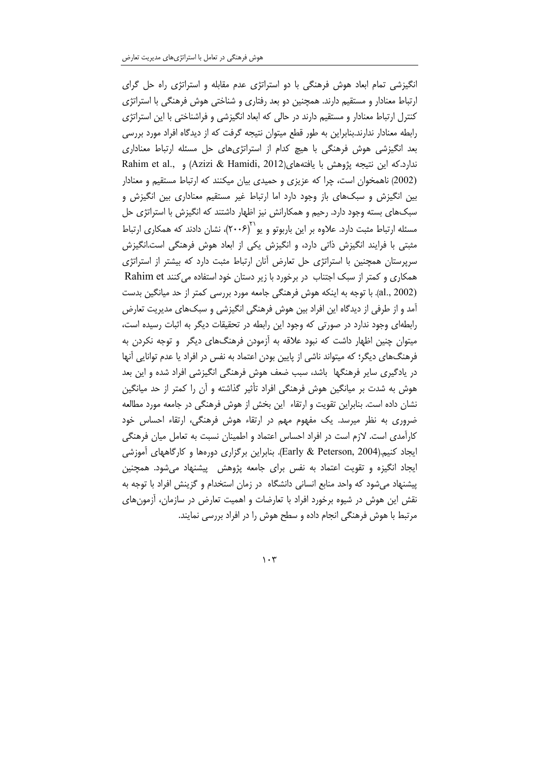انگیزشی تمام ابعاد هوش فرهنگی با دو استراتژی عدم مقابله و استراتژی راه حل گرای ارتباط معنادار و مستقیم دارند. همچنین دو بعد رفتاری و شناختی هوش فرهنگی با استراتژی کنترل ارتباط معنادار و مستقیم دارند در حالی که ابعاد انگیزشی و فراشناختی با این استراتژی رابطه معنادار ندارند.بنابراین به طور قطع میتوان نتیجه گرفت که از دیدگاه افراد مورد بررسی بعد انگیزشی هوش فرهنگی با هیچ کدام از استراتژی‌های حل مسئله ارتباط معناداری ندارد.که این نتیجه پژوهش با یافته‌های(Azizi & Hamidi, 2012) و Rahim et al., (2002) ناهمخوان است، چرا که عزیزی و حمیدی بیان میکنند که ارتباط مستقیم و معنادار بین انگیزش و سبک‌های باز وجود دارد اما ارتباط غیر مستقیم معناداری بین انگیزش و سبک‌های بسته وجود دارد. رحیم و همکارانش نیز اظهار داشتند که انگیزش با استراتژی حل مسئله ارتباط مثبت دارد. علاوه بر این باربوتو و یو[21](۲۰۰۶)، نشان دادند که همکاری ارتباط مثبتی با فرایند انگیزش ذاتی دارد، و انگیزش یکی از ابعاد هوش فرهنگی است.انگیزش سرپرستان همچنین با استراتژی حل تعارض آنان ارتباط مثبت دارد که بیشتر از استراتژی همکاری و کمتر از سبک اجتناب در برخورد با زیر دستان خود استفاده می‌کنند Rahim et al., 2002). با توجه به اینکه هوش فرهنگی جامعه مورد بررسی کمتر از حد میانگین بدست آمد و از طرفی از دیدگاه این افراد بین هوش فرهنگی انگیزشی و سبک‌های مدیریت تعارض رابطه‌ای وجود ندارد در صورتی که وجود این رابطه در تحقیقات دیگر به اثبات رسیده است، میتوان چنین اظهار داشت که نبود علاقه به آزمودن فرهنگ‌های دیگر و توجه نکردن به فرهنگ‌های دیگر؛ که میتواند ناشی از پایین بودن اعتماد به نفس در افراد یا عدم توانایی آنها در یادگیری سایر فرهنگها باشد، سبب ضعف هوش فرهنگی انگیزشی افراد شده و این بعد هوش به شدت بر میانگین هوش فرهنگی افراد تأثیر گذاشته و آن را کمتر از حد میانگین نشان داده است. بنابراین تقویت و ارتقاء این بخش از هوش فرهنگی در جامعه مورد مطالعه ضروری به نظر میرسد. یک مفهوم مهم در ارتقاء هوش فرهنگی، ارتقاء احساس خود کارآمدی است. لازم است در افراد احساس اعتماد و اطمینان نسبت به تعامل میان فرهنگی ایجاد کنیم.(Early & Peterson, 2004). بنابراین برگزاری دوره‌ها و کارگاههای آموزشی ایجاد انگیزه و تقویت اعتماد به نفس برای جامعه پژوهش پیشنهاد می‌شود. همچنین پیشنهاد می‌شود که واحد منابع انسانی دانشگاه در زمان استخدام و گزینش افراد با توجه به نقش این هوش در شیوه برخورد افراد با تعارضات و اهمیت تعارض در سازمان، آزمون‌های مرتبط با هوش فرهنگی انجام داده و سطح هوش را در افراد بررسی نمایند.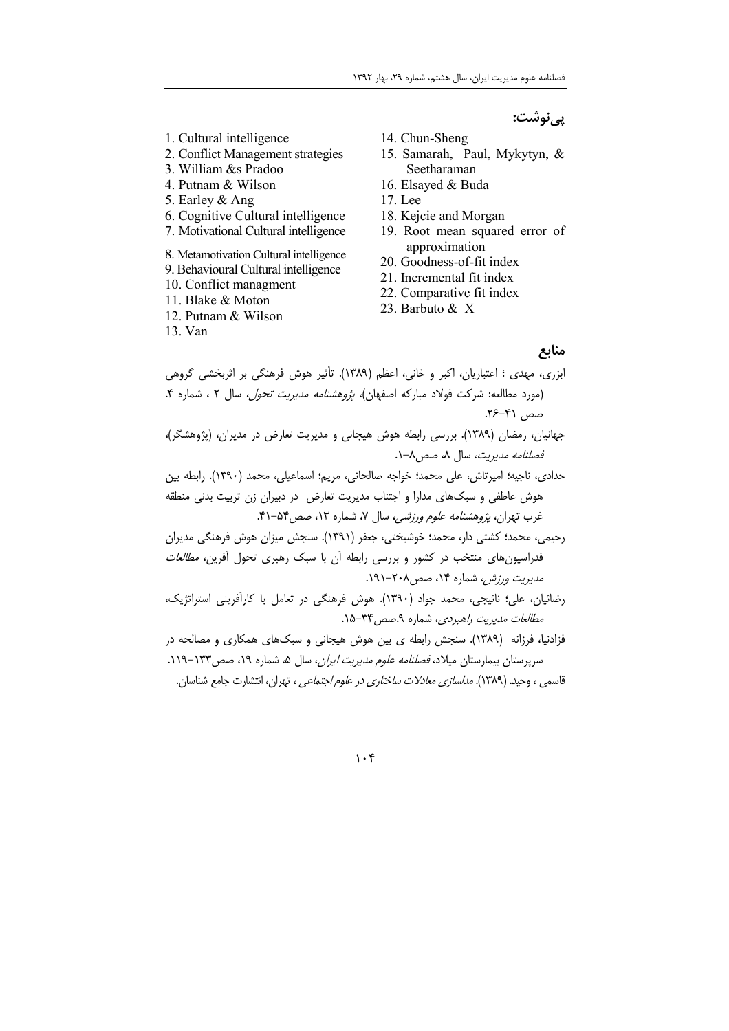## پی‌نوشت:

1. Cultural intelligence
2. Conflict Management strategies
3. William &s Pradoo
4. Putnam & Wilson
5. Earley & Ang
6. Cognitive Cultural intelligence
7. Motivational Cultural intelligence
8. Metamotivation Cultural intelligence
9. Behavioural Cultural intelligence
10. Conflict managment
11. Blake & Moton
12. Putnam & Wilson
13. Van
14. Chun-Sheng
15. Samarah, Paul, Mykytyn, & Seetharaman
16. Elsayed & Buda
17. Lee
18. Kejcie and Morgan
19. Root mean squared error of approximation
20. Goodness-of-fit index
21. Incremental fit index
22. Comparative fit index
23. Barbuto & X

## منابع

ابزری، مهدی ؛ اعتباریان، اکبر و خانی، اعظم (۱۳۸۹). تأثیر هوش فرهنگی بر اثربخشی گروهی (مورد مطالعه: شرکت فولاد مبارکه اصفهان)، *پژوهشنامه مدیریت تحول*، سال ۲ ، شماره ۴. صص ۴۱-۲۶.

جهانیان، رمضان (۱۳۸۹). بررسی رابطه هوش هیجانی و مدیریت تعارض در مدیران، (پژوهشگر)، *فصلنامه مدیریت*، سال ۸، صص۸-۱.

حدادی، ناجیه؛ امیرتاش، علی محمد؛ خواجه صالحانی، مریم؛ اسماعیلی، محمد (۱۳۹۰). رابطه بین هوش عاطفی و سبک‌های مدارا و اجتناب مدیریت تعارض در دبیران زن تربیت بدنی منطقه غرب تهران، *پژوهشنامه علوم ورزشی*، سال ۷، شماره ۱۳، صص۵۴-۴۱.

رحیمی، محمد؛ کشتی دار، محمد؛ خوشبختی، جعفر (۱۳۹۱). سنجش میزان هوش فرهنگی مدیران فدراسیون‌های منتخب در کشور و بررسی رابطه آن با سبک رهبری تحول آفرین، *مطالعات مدیریت ورزش*، شماره ۱۴، صص۲۰۸-۱۹۱.

رضائیان، علی؛ نائیجی، محمد جواد (۱۳۹۰). هوش فرهنگی در تعامل با کارآفرینی استراتژیک، *مطالعات مدیریت راهبردی*، شماره ۹.صص۳۴-۱۵.

فزادنیا، فرزانه (۱۳۸۹). سنجش رابطه ی بین هوش هیجانی و سبک‌های همکاری و مصالحه در سرپرستان بیمارستان میلاد، *فصلنامه علوم مدیریت ایران*، سال ۵، شماره ۱۹، صص۱۳۳-۱۱۹.

قاسمی ، وحید. (۱۳۸۹). *مدلسازی معادلات ساختاری در علوم اجتماعی* ، تهران، انتشارت جامع شناسان.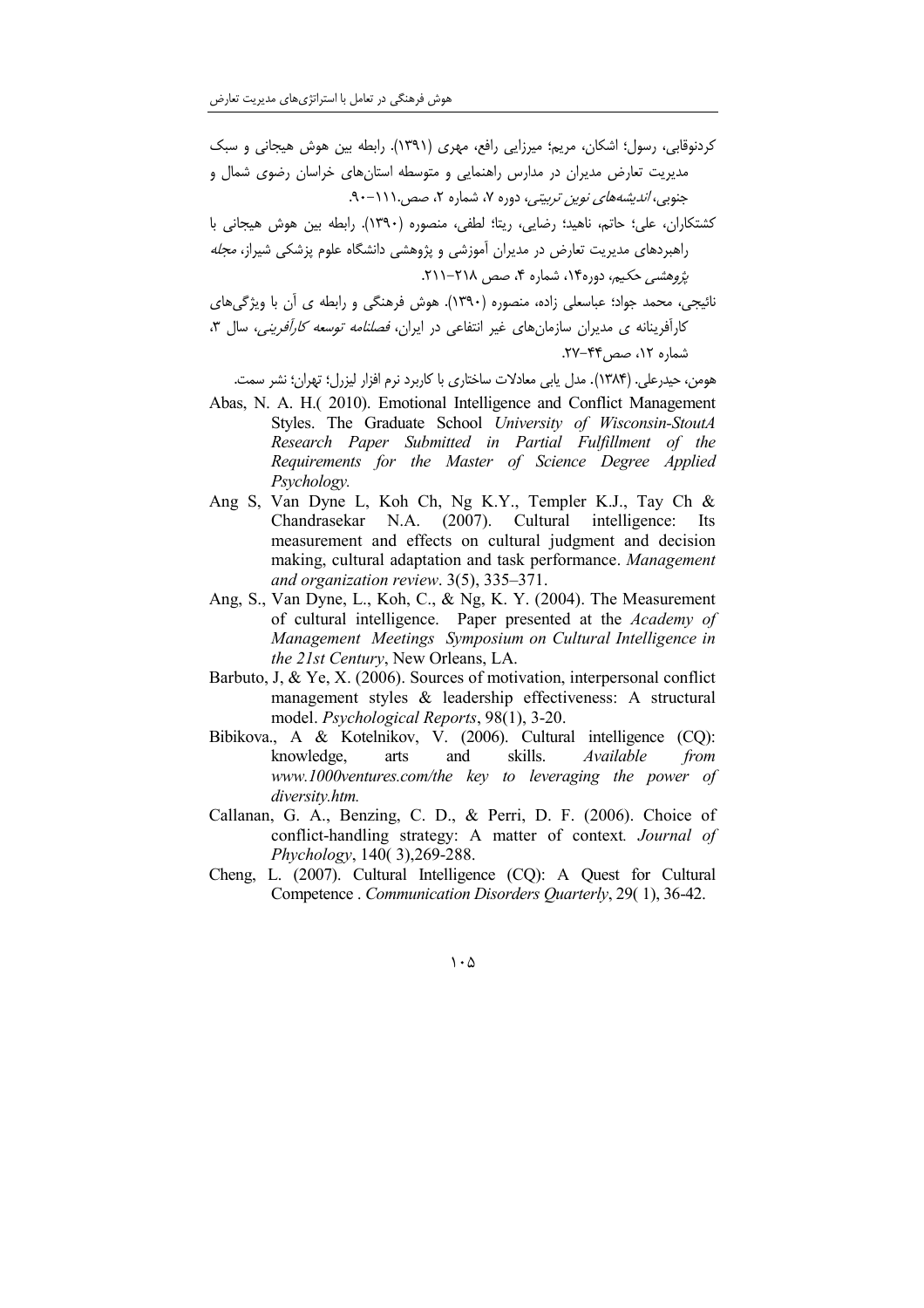کردنوقابی، رسول؛ اشکان، مریم؛ میرزایی رافع، مهری (۱۳۹۱). رابطه بین هوش هیجانی و سبک مدیریت تعارض مدیران در مدارس راهنمایی و متوسطه استان‌های خراسان رضوی شمال و جنوبی، *اندیشه‌های نوین تربیتی*، دوره ۷، شماره ۲، صص.۱۱۱-۹۰.

کشتکاران، علی؛ حاتم، ناهید؛ رضایی، ریتا؛ لطفی، منصوره (۱۳۹۰). رابطه بین هوش هیجانی با راهبردهای مدیریت تعارض در مدیران آموزشی و پژوهشی دانشگاه علوم پزشکی شیراز، *مجله پژوهشی حکیم*، دوره۱۴، شماره ۴، صص ۲۱۸-۲۱۱.

نائیجی، محمد جواد؛ عباسعلی زاده، منصوره (۱۳۹۰). هوش فرهنگی و رابطه ی آن با ویژگی‌های کارآفرینانه ی مدیران سازمان‌های غیر انتفاعی در ایران، *فصلنامه توسعه کارآفرینی*، سال ۳، شماره ۱۲، صص۴۴-۲۷.

هومن، حیدرعلی. (۱۳۸۴). مدل یابی معادلات ساختاری با کاربرد نرم افزار لیزرل؛ تهران؛ نشر سمت.

Abas, N. A. H.( 2010). Emotional Intelligence and Conflict Management Styles. The Graduate School *University of Wisconsin-StoutA Research Paper Submitted in Partial Fulfillment of the Requirements for the Master of Science Degree Applied Psychology.*

Ang S, Van Dyne L, Koh Ch, Ng K.Y., Templer K.J., Tay Ch & Chandrasekar N.A. (2007). Cultural intelligence: Its measurement and effects on cultural judgment and decision making, cultural adaptation and task performance. *Management and organization review*. 3(5), 335–371.

Ang, S., Van Dyne, L., Koh, C., & Ng, K. Y. (2004). The Measurement of cultural intelligence. Paper presented at the *Academy of Management Meetings Symposium on Cultural Intelligence in the 21st Century*, New Orleans, LA.

Barbuto, J, & Ye, X. (2006). Sources of motivation, interpersonal conflict management styles & leadership effectiveness: A structural model. *Psychological Reports*, 98(1), 3-20.

Bibikova., A & Kotelnikov, V. (2006). Cultural intelligence (CQ): knowledge, arts and skills. *Available from www.1000ventures.com/the key to leveraging the power of diversity.htm.*

Callanan, G. A., Benzing, C. D., & Perri, D. F. (2006). Choice of conflict-handling strategy: A matter of context. *Journal of Phychology*, 140( 3),269-288.

Cheng, L. (2007). Cultural Intelligence (CQ): A Quest for Cultural Competence . *Communication Disorders Quarterly*, 29( 1), 36-42.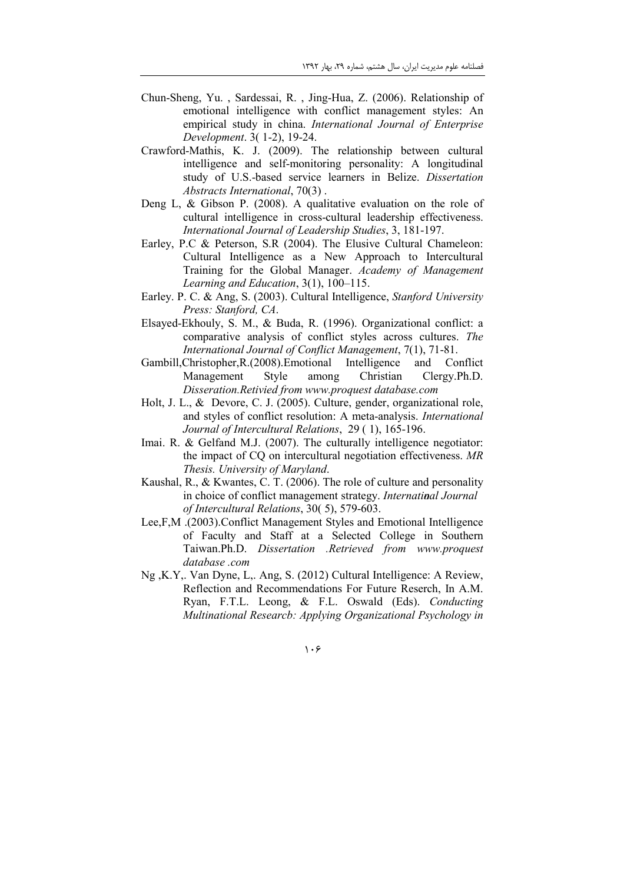Chun-Sheng, Yu. , Sardessai, R. , Jing-Hua, Z. (2006). Relationship of emotional intelligence with conflict management styles: An empirical study in china. *International Journal of Enterprise Development*. 3( 1-2), 19-24.

Crawford-Mathis, K. J. (2009). The relationship between cultural intelligence and self-monitoring personality: A longitudinal study of U.S.-based service learners in Belize. *Dissertation Abstracts International*, 70(3) .

Deng L, & Gibson P. (2008). A qualitative evaluation on the role of cultural intelligence in cross-cultural leadership effectiveness. *International Journal of Leadership Studies*, 3, 181-197.

Earley, P.C & Peterson, S.R (2004). The Elusive Cultural Chameleon: Cultural Intelligence as a New Approach to Intercultural Training for the Global Manager. *Academy of Management Learning and Education*, 3(1), 100–115.

Earley. P. C. & Ang, S. (2003). Cultural Intelligence, *Stanford University Press: Stanford, CA*.

Elsayed-Ekhouly, S. M., & Buda, R. (1996). Organizational conflict: a comparative analysis of conflict styles across cultures. *The International Journal of Conflict Management*, 7(1), 71-81.

Gambill,Christopher,R.(2008).Emotional Intelligence and Conflict Management Style among Christian Clergy.Ph.D. *Disseration.Retivied from www.proquest database.com*

Holt, J. L., & Devore, C. J. (2005). Culture, gender, organizational role, and styles of conflict resolution: A meta-analysis. *International Journal of Intercultural Relations*, 29 ( 1), 165-196.

Imai. R. & Gelfand M.J. (2007). The culturally intelligence negotiator: the impact of CQ on intercultural negotiation effectiveness. *MR Thesis. University of Maryland*.

Kaushal, R., & Kwantes, C. T. (2006). The role of culture and personality in choice of conflict management strategy. *International Journal of Intercultural Relations*, 30( 5), 579-603.

Lee,F,M .(2003).Conflict Management Styles and Emotional Intelligence of Faculty and Staff at a Selected College in Southern Taiwan.Ph.D. *Dissertation .Retrieved from www.proquest database .com*

Ng ,K.Y,. Van Dyne, L,. Ang, S. (2012) Cultural Intelligence: A Review, Reflection and Recommendations For Future Reserch, In A.M. Ryan, F.T.L. Leong, & F.L. Oswald (Eds). *Conducting Multinational Researcb: Applying Organizational Psychology in*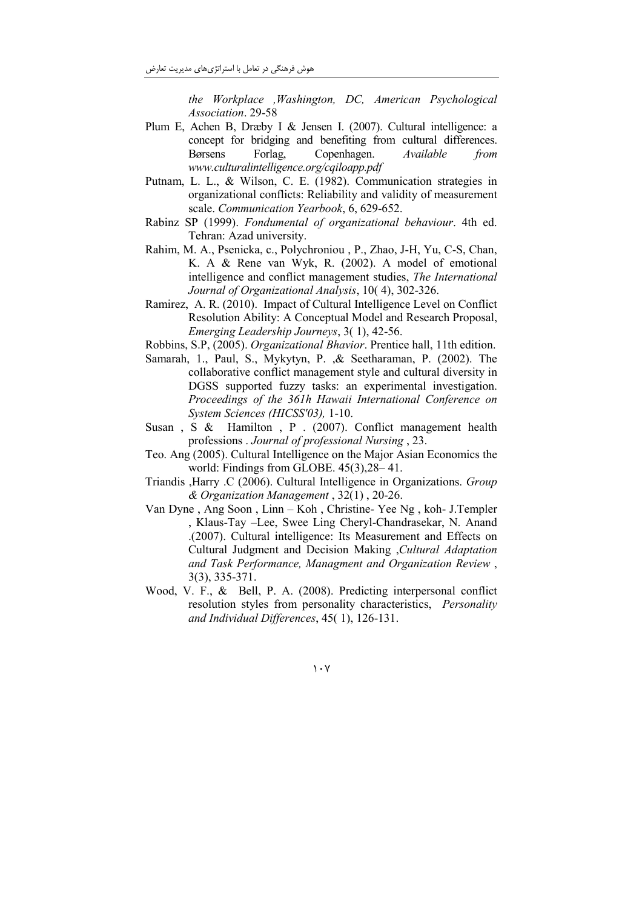*the Workplace ,Washington, DC, American Psychological Association*. 29-58

Plum E, Achen B, Dræby I & Jensen I. (2007). Cultural intelligence: a concept for bridging and benefiting from cultural differences. Børsens Forlag, Copenhagen. *Available from www.culturalintelligence.org/cqiloapp.pdf*

Putnam, L. L., & Wilson, C. E. (1982). Communication strategies in organizational conflicts: Reliability and validity of measurement scale. *Communication Yearbook*, 6, 629-652.

Rabinz SP (1999). *Fondumental of organizational behaviour*. 4th ed. Tehran: Azad university.

Rahim, M. A., Psenicka, c., Polychroniou , P., Zhao, J-H, Yu, C-S, Chan, K. A & Rene van Wyk, R. (2002). A model of emotional intelligence and conflict management studies, *The International Journal of Organizational Analysis*, 10( 4), 302-326.

Ramirez, A. R. (2010). Impact of Cultural Intelligence Level on Conflict Resolution Ability: A Conceptual Model and Research Proposal, *Emerging Leadership Journeys*, 3( 1), 42-56.

Robbins, S.P, (2005). *Organizational Bhavior*. Prentice hall, 11th edition.

Samarah, 1., Paul, S., Mykytyn, P. ,& Seetharaman, P. (2002). The collaborative conflict management style and cultural diversity in DGSS supported fuzzy tasks: an experimental investigation. *Proceedings of the 361h Hawaii International Conference on System Sciences (HICSS'03),* 1-10.

Susan , S & Hamilton , P . (2007). Conflict management health professions . *Journal of professional Nursing* , 23.

Teo. Ang (2005). Cultural Intelligence on the Major Asian Economics the world: Findings from GLOBE. 45(3),28– 41.

Triandis ,Harry .C (2006). Cultural Intelligence in Organizations. *Group & Organization Management* , 32(1) , 20-26.

Van Dyne , Ang Soon , Linn – Koh , Christine- Yee Ng , koh- J.Templer , Klaus-Tay –Lee, Swee Ling Cheryl-Chandrasekar, N. Anand .(2007). Cultural intelligence: Its Measurement and Effects on Cultural Judgment and Decision Making ,*Cultural Adaptation and Task Performance, Managment and Organization Review* , 3(3), 335-371.

Wood, V. F., & Bell, P. A. (2008). Predicting interpersonal conflict resolution styles from personality characteristics, *Personality and Individual Differences*, 45( 1), 126-131.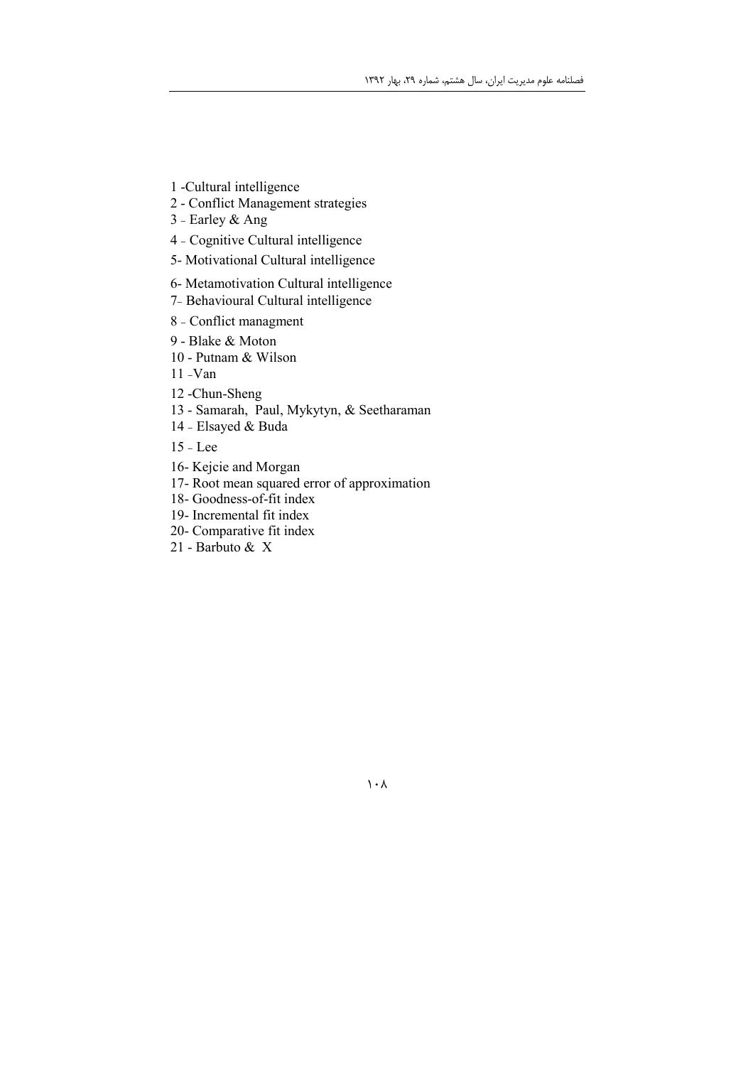1 -Cultural intelligence
2 - Conflict Management strategies
3 - Earley & Ang
4 - Cognitive Cultural intelligence
5- Motivational Cultural intelligence
6- Metamotivation Cultural intelligence
7- Behavioural Cultural intelligence
8 - Conflict managment
9 - Blake & Moton
10 - Putnam & Wilson
11 -Van
12 -Chun-Sheng
13 - Samarah, Paul, Mykytyn, & Seetharaman
14 - Elsayed & Buda
15 - Lee
16- Kejcie and Morgan
17- Root mean squared error of approximation
18- Goodness-of-fit index
19- Incremental fit index
20- Comparative fit index
21 - Barbuto & X